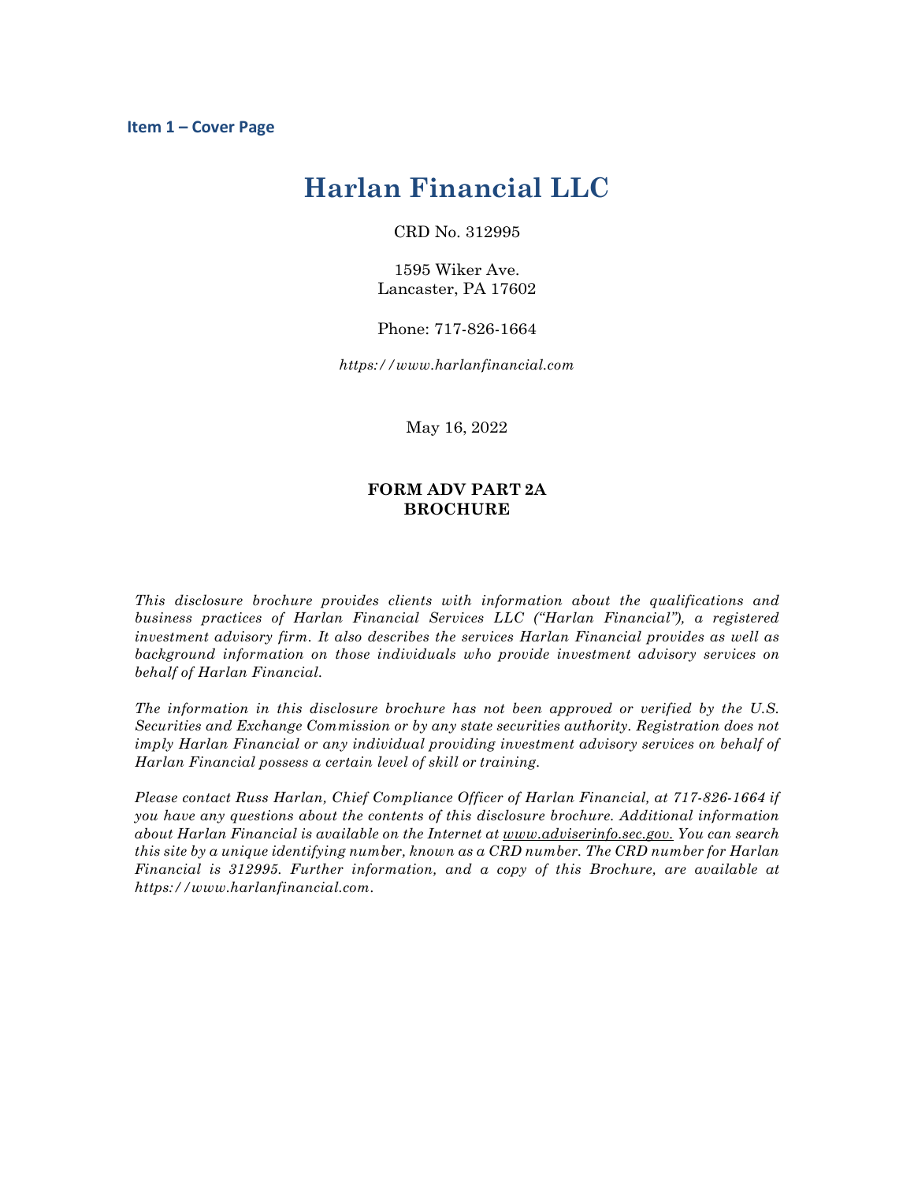## Item 1 – Cover Page

# Harlan Financial LLC

CRD No. 312995

1595 Wiker Ave.
Lancaster, PA 17602

Phone: 717-826-1664

*https://www.harlanfinancial.com*

May 16, 2022

**FORM ADV PART 2A**
**BROCHURE**

*This disclosure brochure provides clients with information about the qualifications and business practices of Harlan Financial Services LLC ("Harlan Financial"), a registered investment advisory firm. It also describes the services Harlan Financial provides as well as background information on those individuals who provide investment advisory services on behalf of Harlan Financial.*

*The information in this disclosure brochure has not been approved or verified by the U.S. Securities and Exchange Commission or by any state securities authority. Registration does not imply Harlan Financial or any individual providing investment advisory services on behalf of Harlan Financial possess a certain level of skill or training.*

*Please contact Russ Harlan, Chief Compliance Officer of Harlan Financial, at 717-826-1664 if you have any questions about the contents of this disclosure brochure. Additional information about Harlan Financial is available on the Internet at www.adviserinfo.sec.gov. You can search this site by a unique identifying number, known as a CRD number. The CRD number for Harlan Financial is 312995. Further information, and a copy of this Brochure, are available at https://www.harlanfinancial.com.*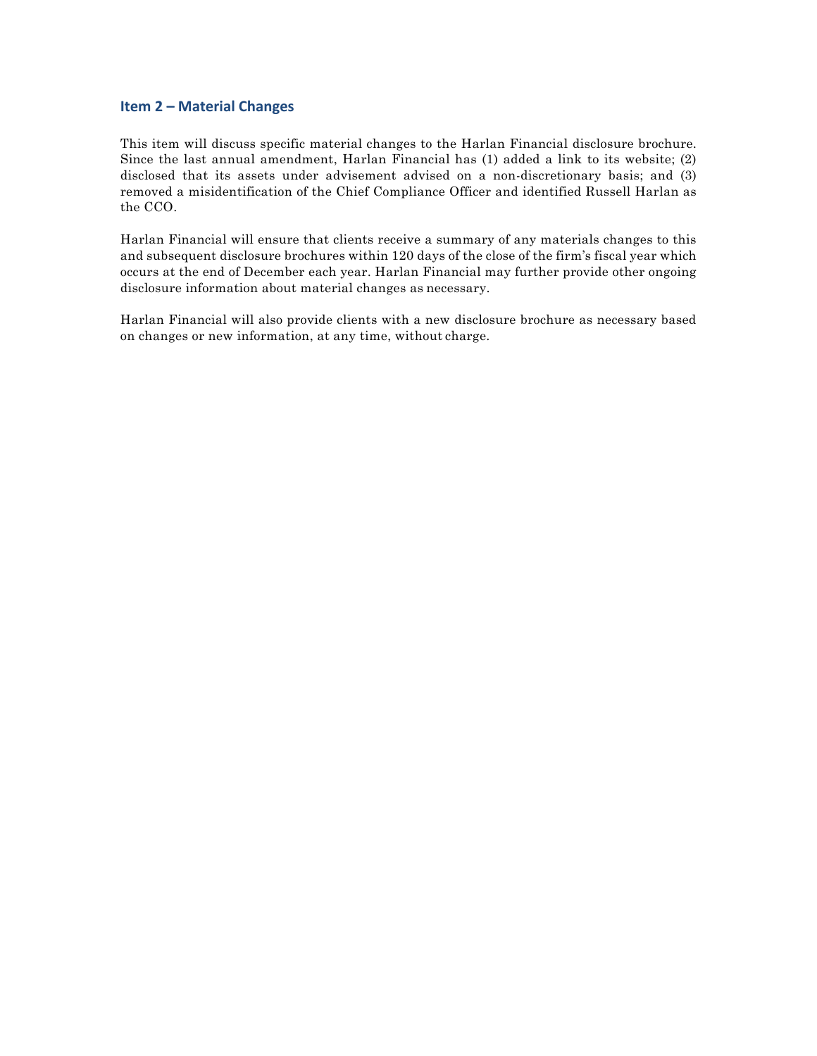## Item 2 – Material Changes

This item will discuss specific material changes to the Harlan Financial disclosure brochure. Since the last annual amendment, Harlan Financial has (1) added a link to its website; (2) disclosed that its assets under advisement advised on a non-discretionary basis; and (3) removed a misidentification of the Chief Compliance Officer and identified Russell Harlan as the CCO.

Harlan Financial will ensure that clients receive a summary of any materials changes to this and subsequent disclosure brochures within 120 days of the close of the firm's fiscal year which occurs at the end of December each year. Harlan Financial may further provide other ongoing disclosure information about material changes as necessary.

Harlan Financial will also provide clients with a new disclosure brochure as necessary based on changes or new information, at any time, without charge.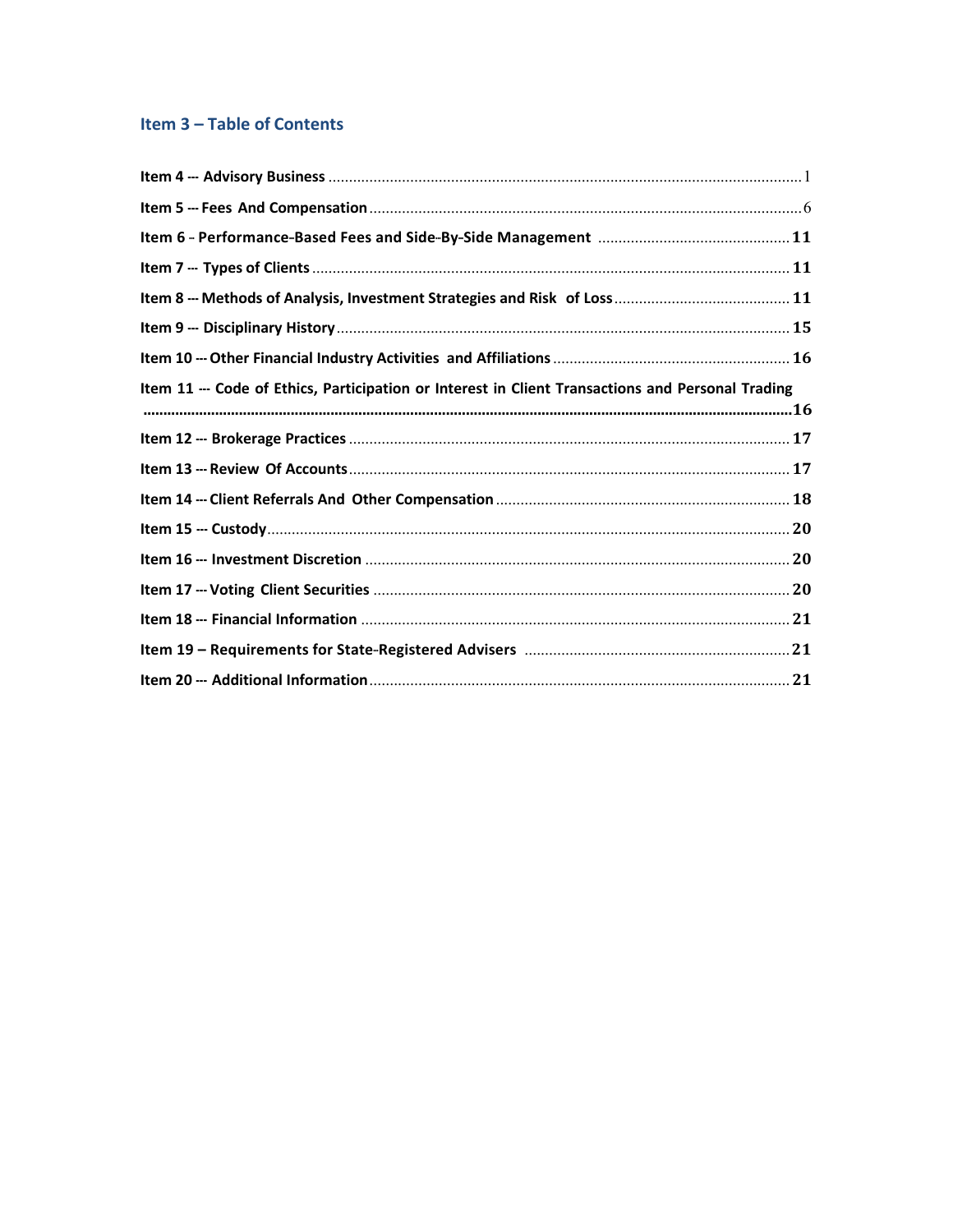## Item 3 – Table of Contents

**Item 4 --- Advisory Business** ........ 1

**Item 5 --- Fees And Compensation** ........ 6

**Item 6 -- Performance-Based Fees and Side-By-Side Management** ........ 11

**Item 7 --- Types of Clients** ........ 11

**Item 8 --- Methods of Analysis, Investment Strategies and Risk of Loss** ........ 11

**Item 9 --- Disciplinary History** ........ 15

**Item 10 --- Other Financial Industry Activities and Affiliations** ........ 16

**Item 11 --- Code of Ethics, Participation or Interest in Client Transactions and Personal Trading** ........ 16

**Item 12 --- Brokerage Practices** ........ 17

**Item 13 --- Review Of Accounts** ........ 17

**Item 14 --- Client Referrals And Other Compensation** ........ 18

**Item 15 --- Custody** ........ 20

**Item 16 --- Investment Discretion** ........ 20

**Item 17 --- Voting Client Securities** ........ 20

**Item 18 --- Financial Information** ........ 21

**Item 19 – Requirements for State-Registered Advisers** ........ 21

**Item 20 --- Additional Information** ........ 21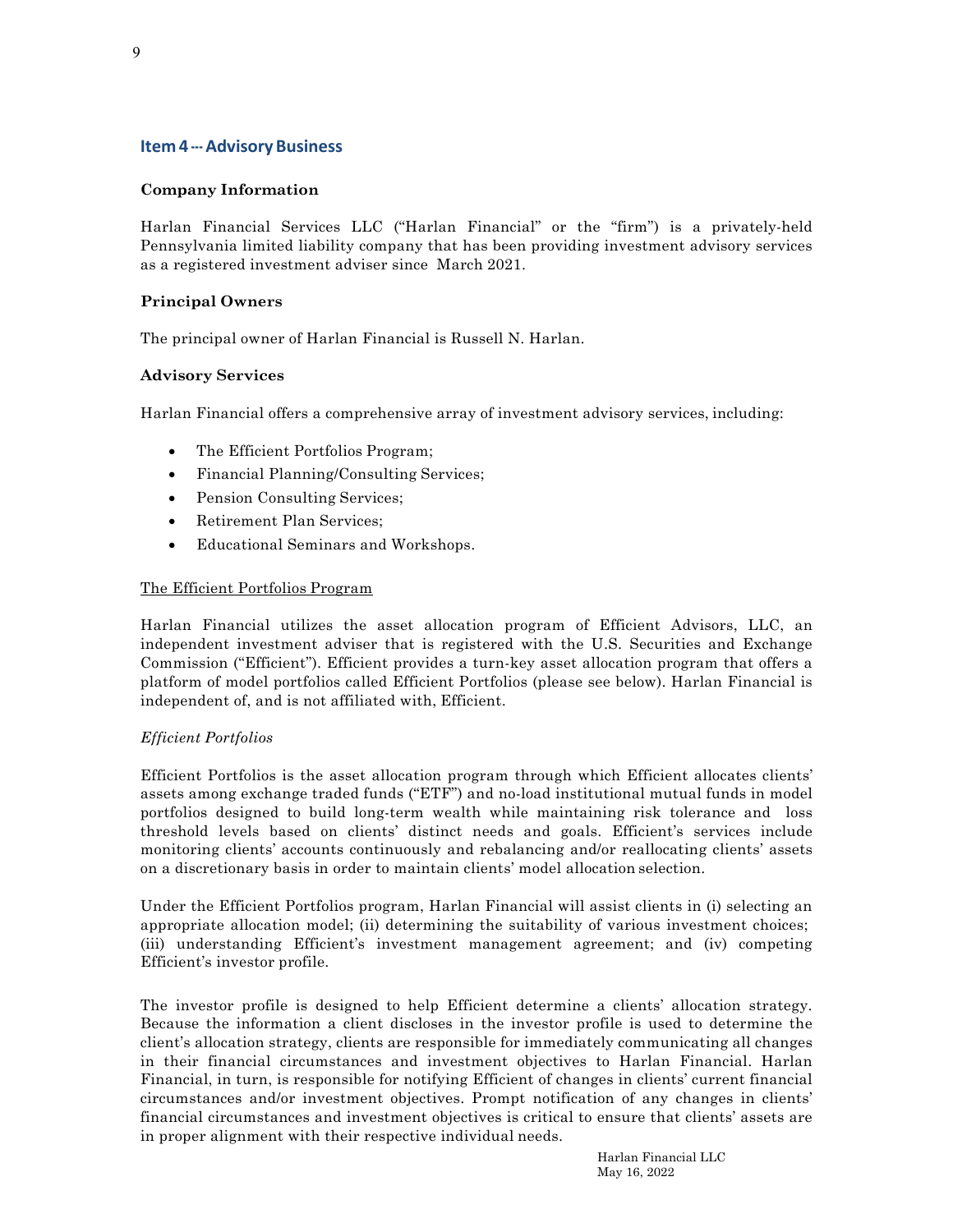## Item 4 --- Advisory Business

### Company Information

Harlan Financial Services LLC ("Harlan Financial" or the "firm") is a privately-held Pennsylvania limited liability company that has been providing investment advisory services as a registered investment adviser since March 2021.

### Principal Owners

The principal owner of Harlan Financial is Russell N. Harlan.

### Advisory Services

Harlan Financial offers a comprehensive array of investment advisory services, including:

- The Efficient Portfolios Program;
- Financial Planning/Consulting Services;
- Pension Consulting Services;
- Retirement Plan Services;
- Educational Seminars and Workshops.

The Efficient Portfolios Program

Harlan Financial utilizes the asset allocation program of Efficient Advisors, LLC, an independent investment adviser that is registered with the U.S. Securities and Exchange Commission ("Efficient"). Efficient provides a turn-key asset allocation program that offers a platform of model portfolios called Efficient Portfolios (please see below). Harlan Financial is independent of, and is not affiliated with, Efficient.

*Efficient Portfolios*

Efficient Portfolios is the asset allocation program through which Efficient allocates clients' assets among exchange traded funds ("ETF") and no-load institutional mutual funds in model portfolios designed to build long-term wealth while maintaining risk tolerance and loss threshold levels based on clients' distinct needs and goals. Efficient's services include monitoring clients' accounts continuously and rebalancing and/or reallocating clients' assets on a discretionary basis in order to maintain clients' model allocation selection.

Under the Efficient Portfolios program, Harlan Financial will assist clients in (i) selecting an appropriate allocation model; (ii) determining the suitability of various investment choices; (iii) understanding Efficient's investment management agreement; and (iv) competing Efficient's investor profile.

The investor profile is designed to help Efficient determine a clients' allocation strategy. Because the information a client discloses in the investor profile is used to determine the client's allocation strategy, clients are responsible for immediately communicating all changes in their financial circumstances and investment objectives to Harlan Financial. Harlan Financial, in turn, is responsible for notifying Efficient of changes in clients' current financial circumstances and/or investment objectives. Prompt notification of any changes in clients' financial circumstances and investment objectives is critical to ensure that clients' assets are in proper alignment with their respective individual needs.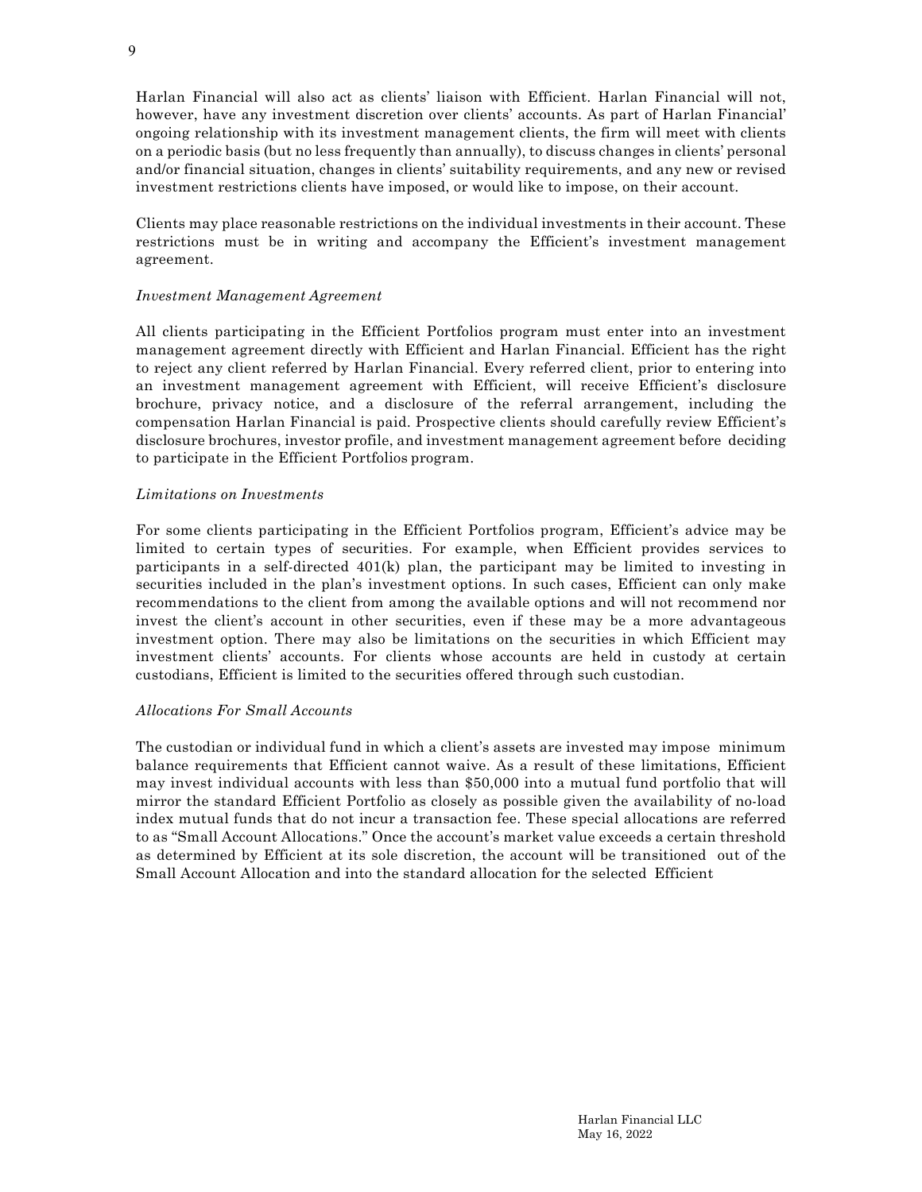Harlan Financial will also act as clients' liaison with Efficient. Harlan Financial will not, however, have any investment discretion over clients' accounts. As part of Harlan Financial' ongoing relationship with its investment management clients, the firm will meet with clients on a periodic basis (but no less frequently than annually), to discuss changes in clients' personal and/or financial situation, changes in clients' suitability requirements, and any new or revised investment restrictions clients have imposed, or would like to impose, on their account.

Clients may place reasonable restrictions on the individual investments in their account. These restrictions must be in writing and accompany the Efficient's investment management agreement.

*Investment Management Agreement*

All clients participating in the Efficient Portfolios program must enter into an investment management agreement directly with Efficient and Harlan Financial. Efficient has the right to reject any client referred by Harlan Financial. Every referred client, prior to entering into an investment management agreement with Efficient, will receive Efficient's disclosure brochure, privacy notice, and a disclosure of the referral arrangement, including the compensation Harlan Financial is paid. Prospective clients should carefully review Efficient's disclosure brochures, investor profile, and investment management agreement before deciding to participate in the Efficient Portfolios program.

*Limitations on Investments*

For some clients participating in the Efficient Portfolios program, Efficient's advice may be limited to certain types of securities. For example, when Efficient provides services to participants in a self-directed 401(k) plan, the participant may be limited to investing in securities included in the plan's investment options. In such cases, Efficient can only make recommendations to the client from among the available options and will not recommend nor invest the client's account in other securities, even if these may be a more advantageous investment option. There may also be limitations on the securities in which Efficient may investment clients' accounts. For clients whose accounts are held in custody at certain custodians, Efficient is limited to the securities offered through such custodian.

*Allocations For Small Accounts*

The custodian or individual fund in which a client's assets are invested may impose minimum balance requirements that Efficient cannot waive. As a result of these limitations, Efficient may invest individual accounts with less than $50,000 into a mutual fund portfolio that will mirror the standard Efficient Portfolio as closely as possible given the availability of no-load index mutual funds that do not incur a transaction fee. These special allocations are referred to as "Small Account Allocations." Once the account's market value exceeds a certain threshold as determined by Efficient at its sole discretion, the account will be transitioned out of the Small Account Allocation and into the standard allocation for the selected Efficient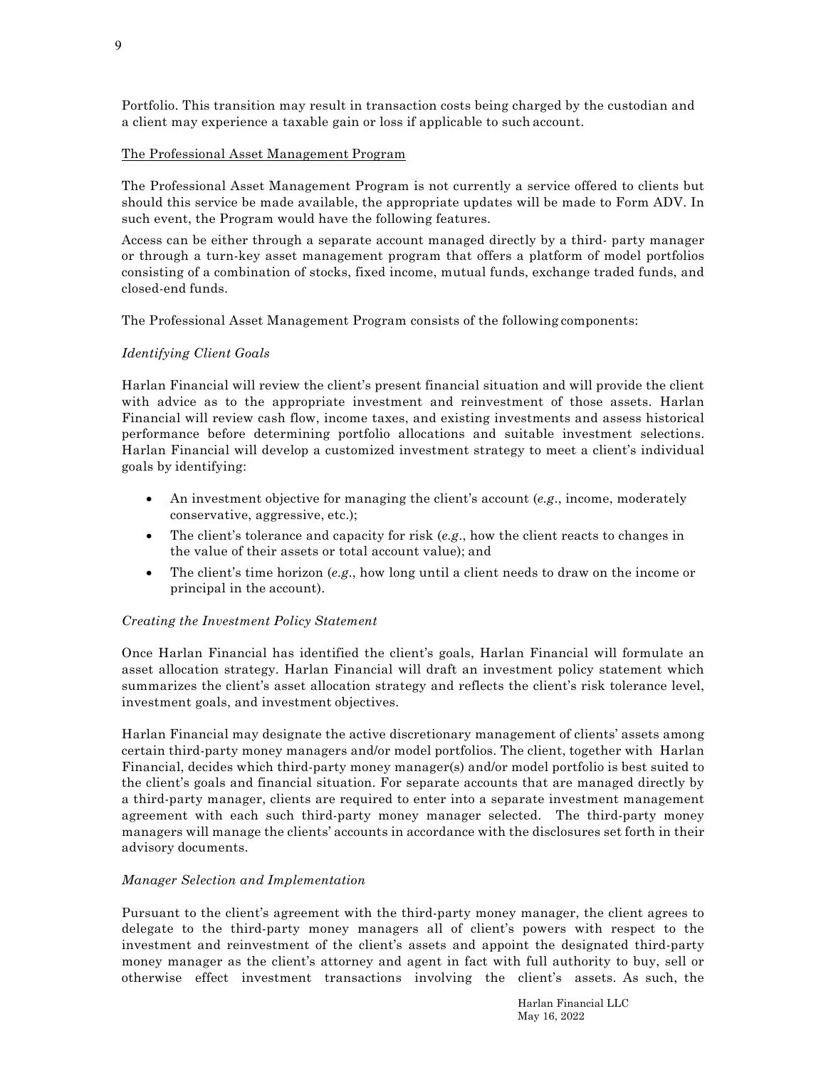Portfolio. This transition may result in transaction costs being charged by the custodian and a client may experience a taxable gain or loss if applicable to such account.

The Professional Asset Management Program

The Professional Asset Management Program is not currently a service offered to clients but should this service be made available, the appropriate updates will be made to Form ADV. In such event, the Program would have the following features.

Access can be either through a separate account managed directly by a third- party manager or through a turn-key asset management program that offers a platform of model portfolios consisting of a combination of stocks, fixed income, mutual funds, exchange traded funds, and closed-end funds.

The Professional Asset Management Program consists of the following components:

*Identifying Client Goals*

Harlan Financial will review the client's present financial situation and will provide the client with advice as to the appropriate investment and reinvestment of those assets. Harlan Financial will review cash flow, income taxes, and existing investments and assess historical performance before determining portfolio allocations and suitable investment selections. Harlan Financial will develop a customized investment strategy to meet a client's individual goals by identifying:

- An investment objective for managing the client's account (*e.g*., income, moderately conservative, aggressive, etc.);
- The client's tolerance and capacity for risk (*e.g*., how the client reacts to changes in the value of their assets or total account value); and
- The client's time horizon (*e.g*., how long until a client needs to draw on the income or principal in the account).

*Creating the Investment Policy Statement*

Once Harlan Financial has identified the client's goals, Harlan Financial will formulate an asset allocation strategy. Harlan Financial will draft an investment policy statement which summarizes the client's asset allocation strategy and reflects the client's risk tolerance level, investment goals, and investment objectives.

Harlan Financial may designate the active discretionary management of clients' assets among certain third-party money managers and/or model portfolios. The client, together with Harlan Financial, decides which third-party money manager(s) and/or model portfolio is best suited to the client's goals and financial situation. For separate accounts that are managed directly by a third-party manager, clients are required to enter into a separate investment management agreement with each such third-party money manager selected. The third-party money managers will manage the clients' accounts in accordance with the disclosures set forth in their advisory documents.

*Manager Selection and Implementation*

Pursuant to the client's agreement with the third-party money manager, the client agrees to delegate to the third-party money managers all of client's powers with respect to the investment and reinvestment of the client's assets and appoint the designated third-party money manager as the client's attorney and agent in fact with full authority to buy, sell or otherwise effect investment transactions involving the client's assets. As such, the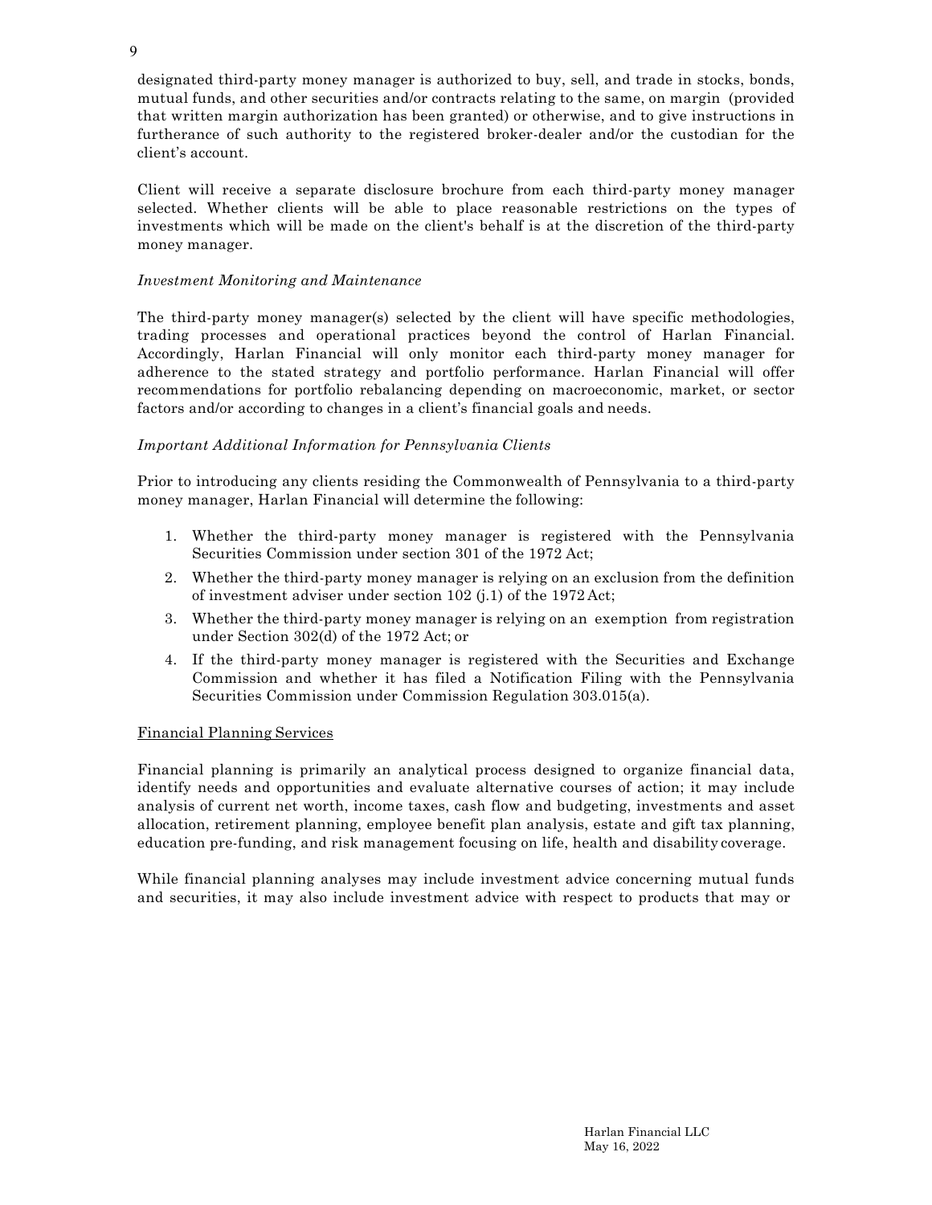designated third-party money manager is authorized to buy, sell, and trade in stocks, bonds, mutual funds, and other securities and/or contracts relating to the same, on margin (provided that written margin authorization has been granted) or otherwise, and to give instructions in furtherance of such authority to the registered broker-dealer and/or the custodian for the client's account.

Client will receive a separate disclosure brochure from each third-party money manager selected. Whether clients will be able to place reasonable restrictions on the types of investments which will be made on the client's behalf is at the discretion of the third-party money manager.

*Investment Monitoring and Maintenance*

The third-party money manager(s) selected by the client will have specific methodologies, trading processes and operational practices beyond the control of Harlan Financial. Accordingly, Harlan Financial will only monitor each third-party money manager for adherence to the stated strategy and portfolio performance. Harlan Financial will offer recommendations for portfolio rebalancing depending on macroeconomic, market, or sector factors and/or according to changes in a client's financial goals and needs.

*Important Additional Information for Pennsylvania Clients*

Prior to introducing any clients residing the Commonwealth of Pennsylvania to a third-party money manager, Harlan Financial will determine the following:

1. Whether the third-party money manager is registered with the Pennsylvania Securities Commission under section 301 of the 1972 Act;
2. Whether the third-party money manager is relying on an exclusion from the definition of investment adviser under section 102 (j.1) of the 1972 Act;
3. Whether the third-party money manager is relying on an exemption from registration under Section 302(d) of the 1972 Act; or
4. If the third-party money manager is registered with the Securities and Exchange Commission and whether it has filed a Notification Filing with the Pennsylvania Securities Commission under Commission Regulation 303.015(a).

<u>Financial Planning Services</u>

Financial planning is primarily an analytical process designed to organize financial data, identify needs and opportunities and evaluate alternative courses of action; it may include analysis of current net worth, income taxes, cash flow and budgeting, investments and asset allocation, retirement planning, employee benefit plan analysis, estate and gift tax planning, education pre-funding, and risk management focusing on life, health and disability coverage.

While financial planning analyses may include investment advice concerning mutual funds and securities, it may also include investment advice with respect to products that may or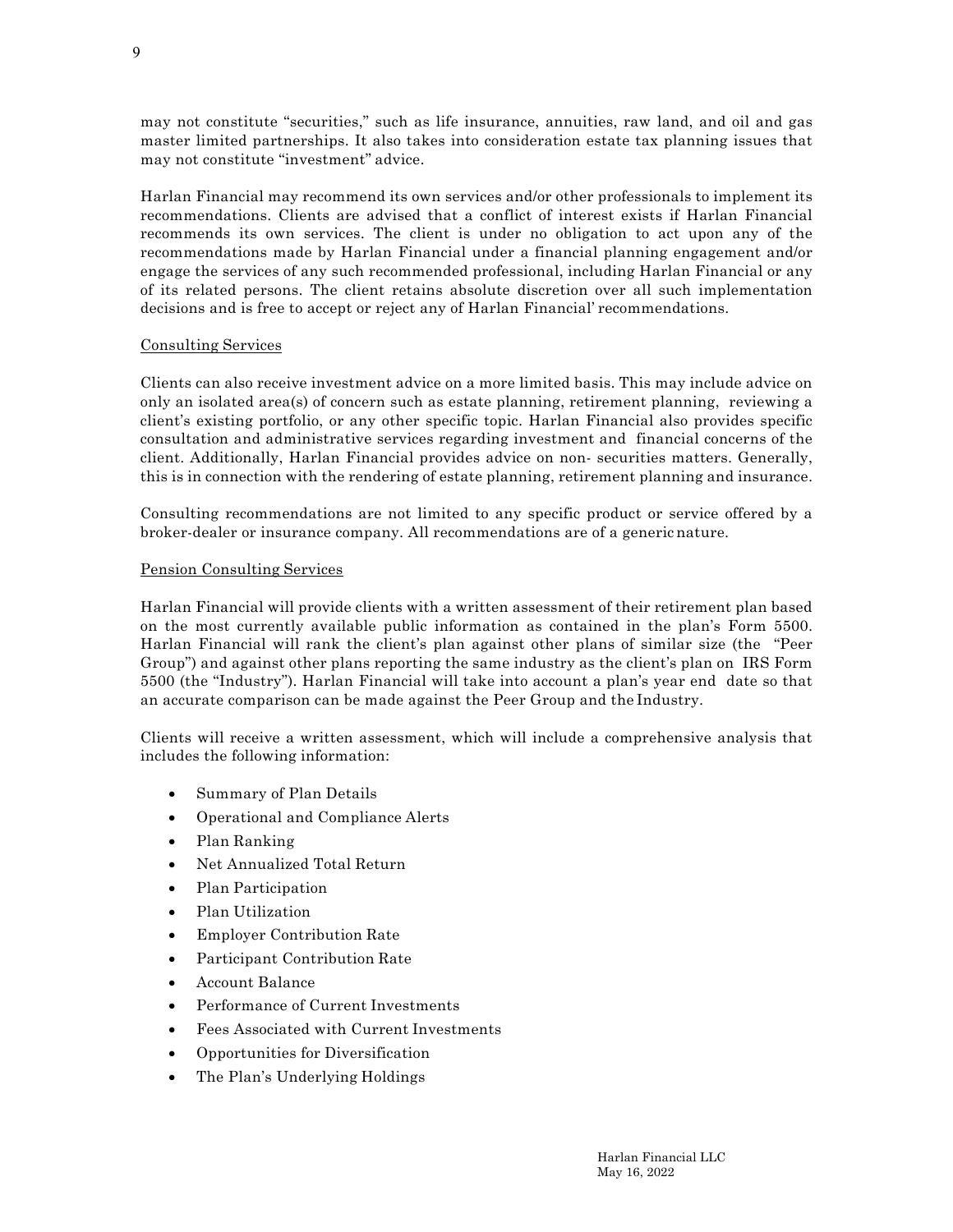may not constitute "securities," such as life insurance, annuities, raw land, and oil and gas master limited partnerships. It also takes into consideration estate tax planning issues that may not constitute "investment" advice.

Harlan Financial may recommend its own services and/or other professionals to implement its recommendations. Clients are advised that a conflict of interest exists if Harlan Financial recommends its own services. The client is under no obligation to act upon any of the recommendations made by Harlan Financial under a financial planning engagement and/or engage the services of any such recommended professional, including Harlan Financial or any of its related persons. The client retains absolute discretion over all such implementation decisions and is free to accept or reject any of Harlan Financial' recommendations.

Consulting Services

Clients can also receive investment advice on a more limited basis. This may include advice on only an isolated area(s) of concern such as estate planning, retirement planning, reviewing a client's existing portfolio, or any other specific topic. Harlan Financial also provides specific consultation and administrative services regarding investment and financial concerns of the client. Additionally, Harlan Financial provides advice on non- securities matters. Generally, this is in connection with the rendering of estate planning, retirement planning and insurance.

Consulting recommendations are not limited to any specific product or service offered by a broker-dealer or insurance company. All recommendations are of a generic nature.

Pension Consulting Services

Harlan Financial will provide clients with a written assessment of their retirement plan based on the most currently available public information as contained in the plan's Form 5500. Harlan Financial will rank the client's plan against other plans of similar size (the "Peer Group") and against other plans reporting the same industry as the client's plan on IRS Form 5500 (the "Industry"). Harlan Financial will take into account a plan's year end date so that an accurate comparison can be made against the Peer Group and the Industry.

Clients will receive a written assessment, which will include a comprehensive analysis that includes the following information:

- Summary of Plan Details
- Operational and Compliance Alerts
- Plan Ranking
- Net Annualized Total Return
- Plan Participation
- Plan Utilization
- Employer Contribution Rate
- Participant Contribution Rate
- Account Balance
- Performance of Current Investments
- Fees Associated with Current Investments
- Opportunities for Diversification
- The Plan's Underlying Holdings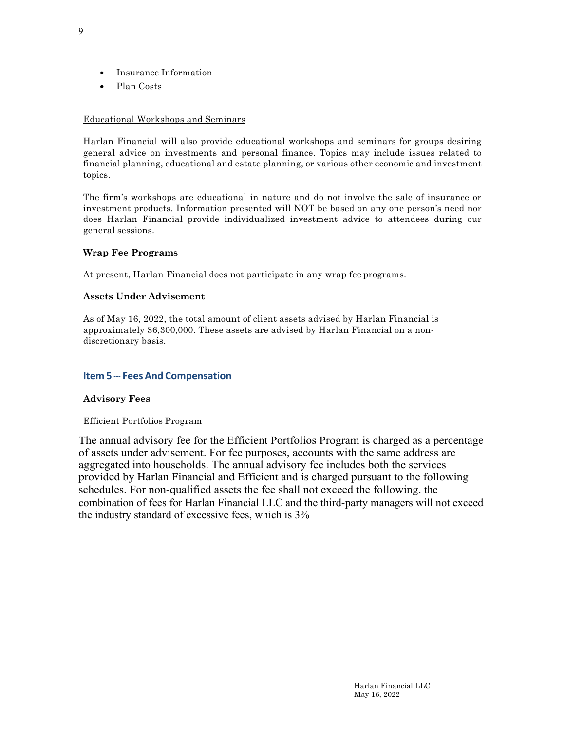- Insurance Information
- Plan Costs

Educational Workshops and Seminars

Harlan Financial will also provide educational workshops and seminars for groups desiring general advice on investments and personal finance. Topics may include issues related to financial planning, educational and estate planning, or various other economic and investment topics.

The firm's workshops are educational in nature and do not involve the sale of insurance or investment products. Information presented will NOT be based on any one person's need nor does Harlan Financial provide individualized investment advice to attendees during our general sessions.

**Wrap Fee Programs**

At present, Harlan Financial does not participate in any wrap fee programs.

**Assets Under Advisement**

As of May 16, 2022, the total amount of client assets advised by Harlan Financial is approximately $6,300,000. These assets are advised by Harlan Financial on a non-discretionary basis.

## Item 5 --- Fees And Compensation

**Advisory Fees**

Efficient Portfolios Program

The annual advisory fee for the Efficient Portfolios Program is charged as a percentage of assets under advisement. For fee purposes, accounts with the same address are aggregated into households. The annual advisory fee includes both the services provided by Harlan Financial and Efficient and is charged pursuant to the following schedules. For non-qualified assets the fee shall not exceed the following. the combination of fees for Harlan Financial LLC and the third-party managers will not exceed the industry standard of excessive fees, which is 3%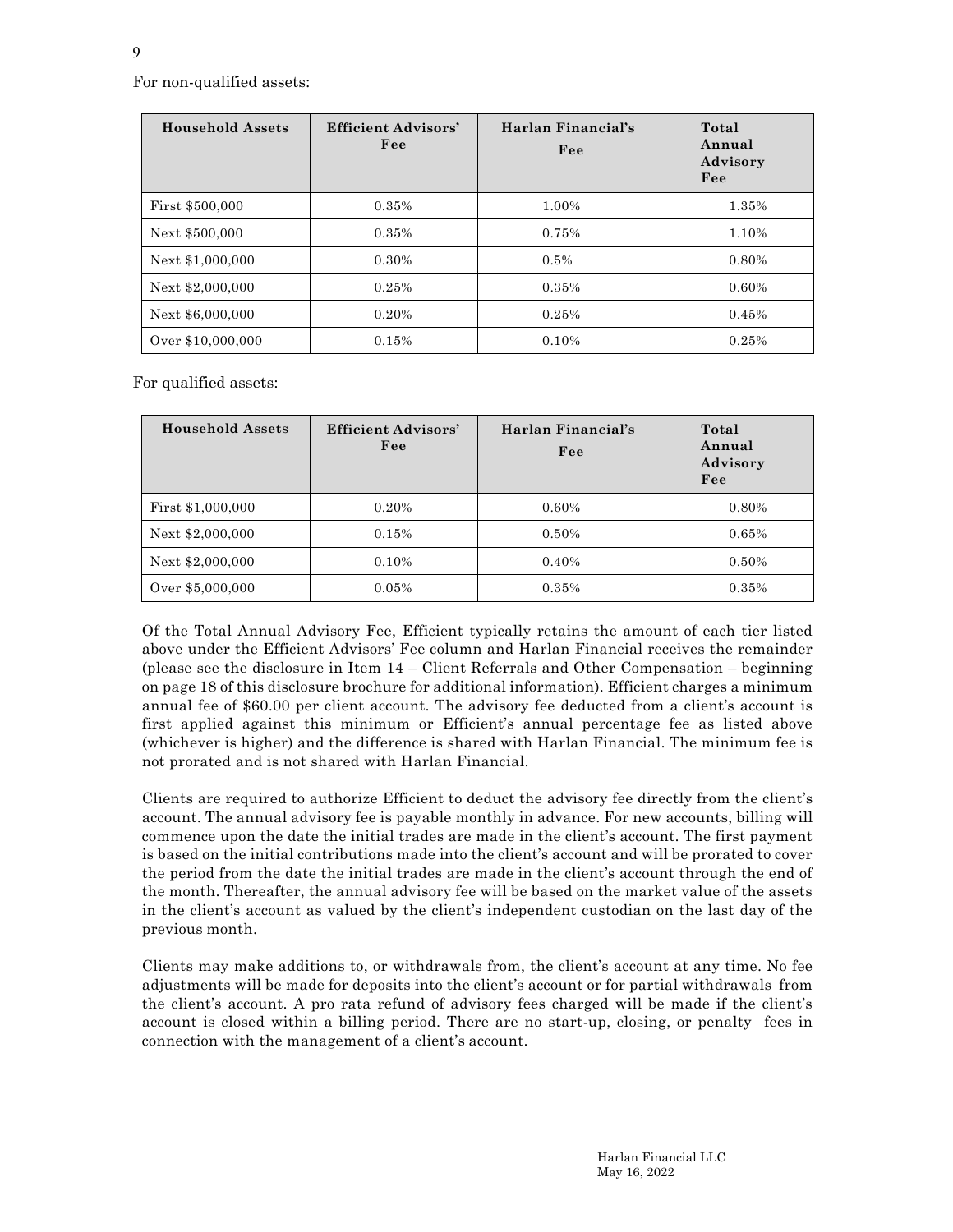For non-qualified assets:

| Household Assets | Efficient Advisors' Fee | Harlan Financial's Fee | Total Annual Advisory Fee |
|---|---|---|---|
| First $500,000 | 0.35% | 1.00% | 1.35% |
| Next $500,000 | 0.35% | 0.75% | 1.10% |
| Next $1,000,000 | 0.30% | 0.5% | 0.80% |
| Next $2,000,000 | 0.25% | 0.35% | 0.60% |
| Next $6,000,000 | 0.20% | 0.25% | 0.45% |
| Over $10,000,000 | 0.15% | 0.10% | 0.25% |

For qualified assets:

| Household Assets | Efficient Advisors' Fee | Harlan Financial's Fee | Total Annual Advisory Fee |
|---|---|---|---|
| First $1,000,000 | 0.20% | 0.60% | 0.80% |
| Next $2,000,000 | 0.15% | 0.50% | 0.65% |
| Next $2,000,000 | 0.10% | 0.40% | 0.50% |
| Over $5,000,000 | 0.05% | 0.35% | 0.35% |

Of the Total Annual Advisory Fee, Efficient typically retains the amount of each tier listed above under the Efficient Advisors' Fee column and Harlan Financial receives the remainder (please see the disclosure in Item 14 – Client Referrals and Other Compensation – beginning on page 18 of this disclosure brochure for additional information). Efficient charges a minimum annual fee of $60.00 per client account. The advisory fee deducted from a client's account is first applied against this minimum or Efficient's annual percentage fee as listed above (whichever is higher) and the difference is shared with Harlan Financial. The minimum fee is not prorated and is not shared with Harlan Financial.

Clients are required to authorize Efficient to deduct the advisory fee directly from the client's account. The annual advisory fee is payable monthly in advance. For new accounts, billing will commence upon the date the initial trades are made in the client's account. The first payment is based on the initial contributions made into the client's account and will be prorated to cover the period from the date the initial trades are made in the client's account through the end of the month. Thereafter, the annual advisory fee will be based on the market value of the assets in the client's account as valued by the client's independent custodian on the last day of the previous month.

Clients may make additions to, or withdrawals from, the client's account at any time. No fee adjustments will be made for deposits into the client's account or for partial withdrawals from the client's account. A pro rata refund of advisory fees charged will be made if the client's account is closed within a billing period. There are no start-up, closing, or penalty fees in connection with the management of a client's account.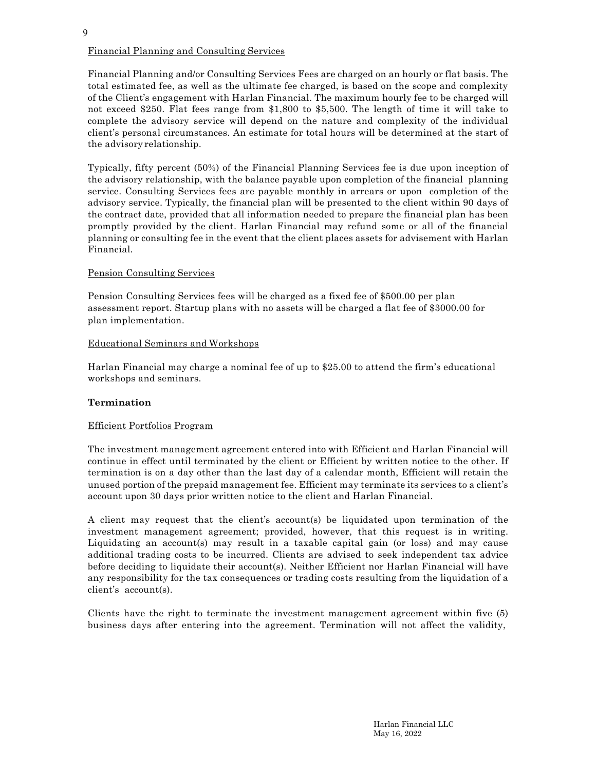Financial Planning and Consulting Services

Financial Planning and/or Consulting Services Fees are charged on an hourly or flat basis. The total estimated fee, as well as the ultimate fee charged, is based on the scope and complexity of the Client's engagement with Harlan Financial. The maximum hourly fee to be charged will not exceed $250. Flat fees range from $1,800 to $5,500. The length of time it will take to complete the advisory service will depend on the nature and complexity of the individual client's personal circumstances. An estimate for total hours will be determined at the start of the advisory relationship.

Typically, fifty percent (50%) of the Financial Planning Services fee is due upon inception of the advisory relationship, with the balance payable upon completion of the financial planning service. Consulting Services fees are payable monthly in arrears or upon completion of the advisory service. Typically, the financial plan will be presented to the client within 90 days of the contract date, provided that all information needed to prepare the financial plan has been promptly provided by the client. Harlan Financial may refund some or all of the financial planning or consulting fee in the event that the client places assets for advisement with Harlan Financial.

Pension Consulting Services

Pension Consulting Services fees will be charged as a fixed fee of $500.00 per plan assessment report. Startup plans with no assets will be charged a flat fee of $3000.00 for plan implementation.

Educational Seminars and Workshops

Harlan Financial may charge a nominal fee of up to $25.00 to attend the firm's educational workshops and seminars.

**Termination**

Efficient Portfolios Program

The investment management agreement entered into with Efficient and Harlan Financial will continue in effect until terminated by the client or Efficient by written notice to the other. If termination is on a day other than the last day of a calendar month, Efficient will retain the unused portion of the prepaid management fee. Efficient may terminate its services to a client's account upon 30 days prior written notice to the client and Harlan Financial.

A client may request that the client's account(s) be liquidated upon termination of the investment management agreement; provided, however, that this request is in writing. Liquidating an account(s) may result in a taxable capital gain (or loss) and may cause additional trading costs to be incurred. Clients are advised to seek independent tax advice before deciding to liquidate their account(s). Neither Efficient nor Harlan Financial will have any responsibility for the tax consequences or trading costs resulting from the liquidation of a client's account(s).

Clients have the right to terminate the investment management agreement within five (5) business days after entering into the agreement. Termination will not affect the validity,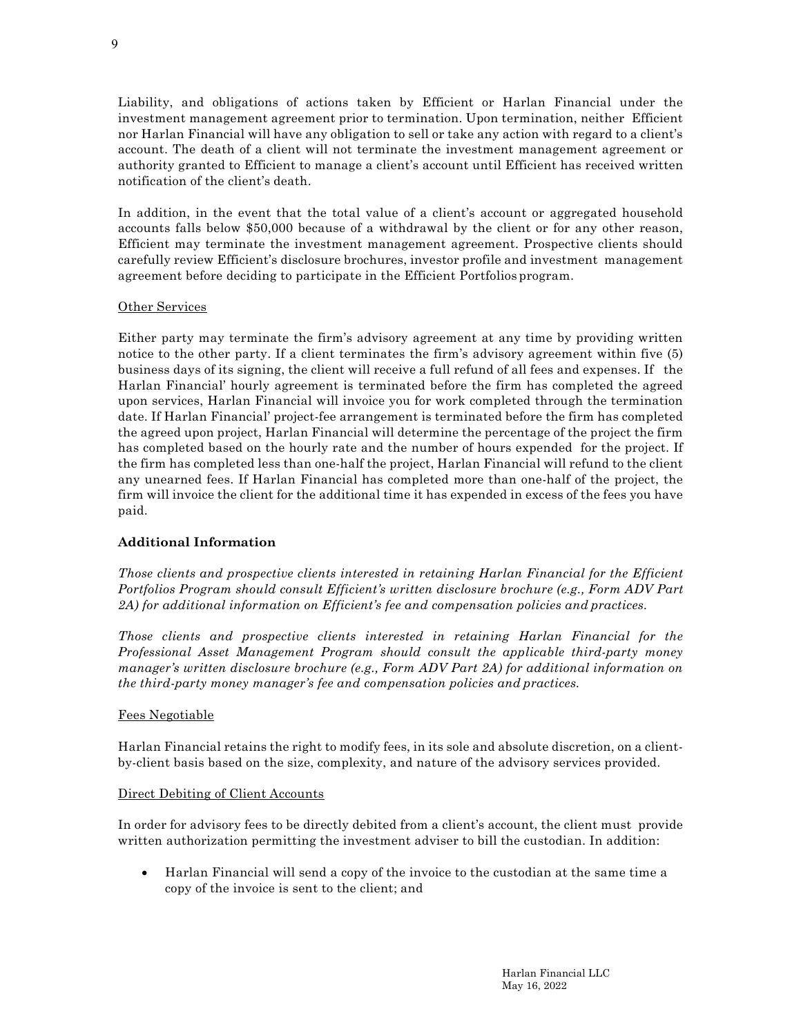Liability, and obligations of actions taken by Efficient or Harlan Financial under the investment management agreement prior to termination. Upon termination, neither Efficient nor Harlan Financial will have any obligation to sell or take any action with regard to a client's account. The death of a client will not terminate the investment management agreement or authority granted to Efficient to manage a client's account until Efficient has received written notification of the client's death.

In addition, in the event that the total value of a client's account or aggregated household accounts falls below $50,000 because of a withdrawal by the client or for any other reason, Efficient may terminate the investment management agreement. Prospective clients should carefully review Efficient's disclosure brochures, investor profile and investment management agreement before deciding to participate in the Efficient Portfolios program.

Other Services

Either party may terminate the firm's advisory agreement at any time by providing written notice to the other party. If a client terminates the firm's advisory agreement within five (5) business days of its signing, the client will receive a full refund of all fees and expenses. If the Harlan Financial' hourly agreement is terminated before the firm has completed the agreed upon services, Harlan Financial will invoice you for work completed through the termination date. If Harlan Financial' project-fee arrangement is terminated before the firm has completed the agreed upon project, Harlan Financial will determine the percentage of the project the firm has completed based on the hourly rate and the number of hours expended for the project. If the firm has completed less than one-half the project, Harlan Financial will refund to the client any unearned fees. If Harlan Financial has completed more than one-half of the project, the firm will invoice the client for the additional time it has expended in excess of the fees you have paid.

**Additional Information**

*Those clients and prospective clients interested in retaining Harlan Financial for the Efficient Portfolios Program should consult Efficient's written disclosure brochure (e.g., Form ADV Part 2A) for additional information on Efficient's fee and compensation policies and practices.*

*Those clients and prospective clients interested in retaining Harlan Financial for the Professional Asset Management Program should consult the applicable third-party money manager's written disclosure brochure (e.g., Form ADV Part 2A) for additional information on the third-party money manager's fee and compensation policies and practices.*

Fees Negotiable

Harlan Financial retains the right to modify fees, in its sole and absolute discretion, on a client-by-client basis based on the size, complexity, and nature of the advisory services provided.

Direct Debiting of Client Accounts

In order for advisory fees to be directly debited from a client's account, the client must provide written authorization permitting the investment adviser to bill the custodian. In addition:

- Harlan Financial will send a copy of the invoice to the custodian at the same time a copy of the invoice is sent to the client; and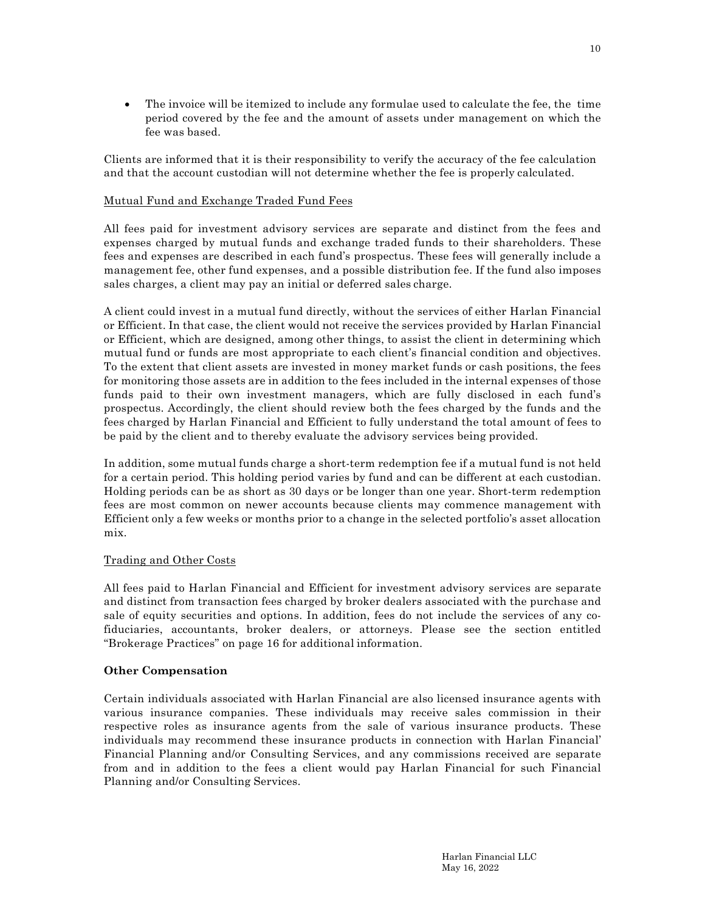- The invoice will be itemized to include any formulae used to calculate the fee, the time period covered by the fee and the amount of assets under management on which the fee was based.

Clients are informed that it is their responsibility to verify the accuracy of the fee calculation and that the account custodian will not determine whether the fee is properly calculated.

Mutual Fund and Exchange Traded Fund Fees

All fees paid for investment advisory services are separate and distinct from the fees and expenses charged by mutual funds and exchange traded funds to their shareholders. These fees and expenses are described in each fund's prospectus. These fees will generally include a management fee, other fund expenses, and a possible distribution fee. If the fund also imposes sales charges, a client may pay an initial or deferred sales charge.

A client could invest in a mutual fund directly, without the services of either Harlan Financial or Efficient. In that case, the client would not receive the services provided by Harlan Financial or Efficient, which are designed, among other things, to assist the client in determining which mutual fund or funds are most appropriate to each client's financial condition and objectives. To the extent that client assets are invested in money market funds or cash positions, the fees for monitoring those assets are in addition to the fees included in the internal expenses of those funds paid to their own investment managers, which are fully disclosed in each fund's prospectus. Accordingly, the client should review both the fees charged by the funds and the fees charged by Harlan Financial and Efficient to fully understand the total amount of fees to be paid by the client and to thereby evaluate the advisory services being provided.

In addition, some mutual funds charge a short-term redemption fee if a mutual fund is not held for a certain period. This holding period varies by fund and can be different at each custodian. Holding periods can be as short as 30 days or be longer than one year. Short-term redemption fees are most common on newer accounts because clients may commence management with Efficient only a few weeks or months prior to a change in the selected portfolio's asset allocation mix.

Trading and Other Costs

All fees paid to Harlan Financial and Efficient for investment advisory services are separate and distinct from transaction fees charged by broker dealers associated with the purchase and sale of equity securities and options. In addition, fees do not include the services of any co-fiduciaries, accountants, broker dealers, or attorneys. Please see the section entitled "Brokerage Practices" on page 16 for additional information.

**Other Compensation**

Certain individuals associated with Harlan Financial are also licensed insurance agents with various insurance companies. These individuals may receive sales commission in their respective roles as insurance agents from the sale of various insurance products. These individuals may recommend these insurance products in connection with Harlan Financial' Financial Planning and/or Consulting Services, and any commissions received are separate from and in addition to the fees a client would pay Harlan Financial for such Financial Planning and/or Consulting Services.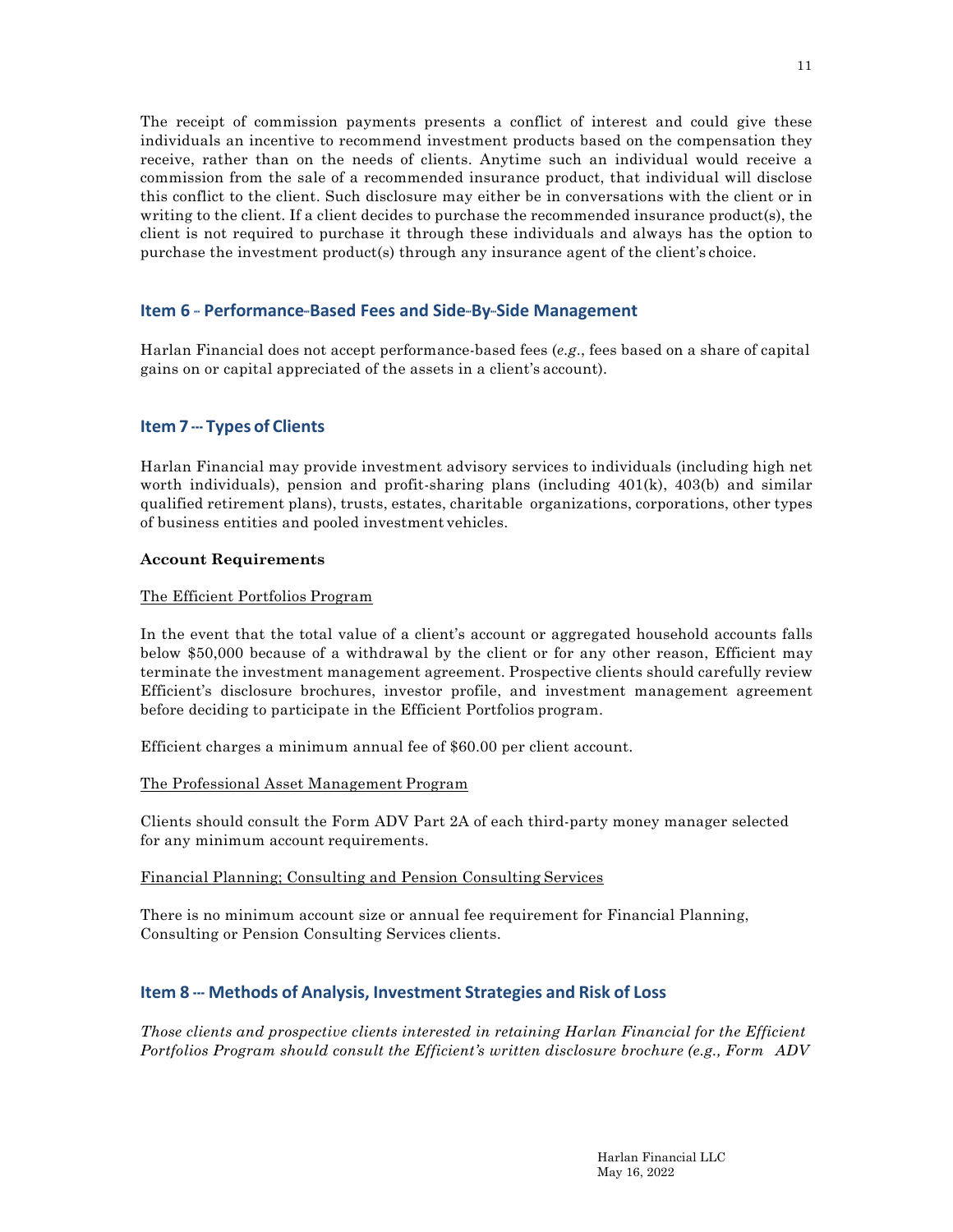The receipt of commission payments presents a conflict of interest and could give these individuals an incentive to recommend investment products based on the compensation they receive, rather than on the needs of clients. Anytime such an individual would receive a commission from the sale of a recommended insurance product, that individual will disclose this conflict to the client. Such disclosure may either be in conversations with the client or in writing to the client. If a client decides to purchase the recommended insurance product(s), the client is not required to purchase it through these individuals and always has the option to purchase the investment product(s) through any insurance agent of the client's choice.

## Item 6 – Performance-Based Fees and Side-By-Side Management

Harlan Financial does not accept performance-based fees (*e.g.*, fees based on a share of capital gains on or capital appreciated of the assets in a client's account).

## Item 7 – Types of Clients

Harlan Financial may provide investment advisory services to individuals (including high net worth individuals), pension and profit-sharing plans (including 401(k), 403(b) and similar qualified retirement plans), trusts, estates, charitable organizations, corporations, other types of business entities and pooled investment vehicles.

**Account Requirements**

The Efficient Portfolios Program

In the event that the total value of a client's account or aggregated household accounts falls below $50,000 because of a withdrawal by the client or for any other reason, Efficient may terminate the investment management agreement. Prospective clients should carefully review Efficient's disclosure brochures, investor profile, and investment management agreement before deciding to participate in the Efficient Portfolios program.

Efficient charges a minimum annual fee of $60.00 per client account.

The Professional Asset Management Program

Clients should consult the Form ADV Part 2A of each third-party money manager selected for any minimum account requirements.

Financial Planning; Consulting and Pension Consulting Services

There is no minimum account size or annual fee requirement for Financial Planning, Consulting or Pension Consulting Services clients.

## Item 8 – Methods of Analysis, Investment Strategies and Risk of Loss

*Those clients and prospective clients interested in retaining Harlan Financial for the Efficient Portfolios Program should consult the Efficient's written disclosure brochure (e.g., Form ADV*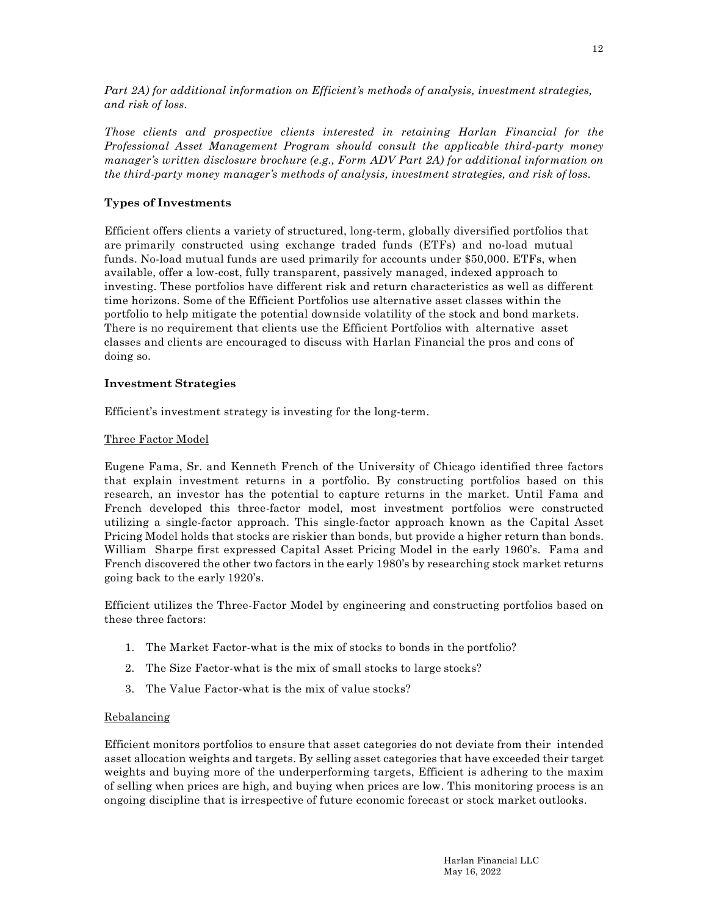*Part 2A) for additional information on Efficient's methods of analysis, investment strategies, and risk of loss.*

*Those clients and prospective clients interested in retaining Harlan Financial for the Professional Asset Management Program should consult the applicable third-party money manager's written disclosure brochure (e.g., Form ADV Part 2A) for additional information on the third-party money manager's methods of analysis, investment strategies, and risk of loss.*

**Types of Investments**

Efficient offers clients a variety of structured, long-term, globally diversified portfolios that are primarily constructed using exchange traded funds (ETFs) and no-load mutual funds. No-load mutual funds are used primarily for accounts under $50,000. ETFs, when available, offer a low-cost, fully transparent, passively managed, indexed approach to investing. These portfolios have different risk and return characteristics as well as different time horizons. Some of the Efficient Portfolios use alternative asset classes within the portfolio to help mitigate the potential downside volatility of the stock and bond markets. There is no requirement that clients use the Efficient Portfolios with alternative asset classes and clients are encouraged to discuss with Harlan Financial the pros and cons of doing so.

**Investment Strategies**

Efficient's investment strategy is investing for the long-term.

Three Factor Model

Eugene Fama, Sr. and Kenneth French of the University of Chicago identified three factors that explain investment returns in a portfolio. By constructing portfolios based on this research, an investor has the potential to capture returns in the market. Until Fama and French developed this three-factor model, most investment portfolios were constructed utilizing a single-factor approach. This single-factor approach known as the Capital Asset Pricing Model holds that stocks are riskier than bonds, but provide a higher return than bonds. William Sharpe first expressed Capital Asset Pricing Model in the early 1960's. Fama and French discovered the other two factors in the early 1980's by researching stock market returns going back to the early 1920's.

Efficient utilizes the Three-Factor Model by engineering and constructing portfolios based on these three factors:

1. The Market Factor-what is the mix of stocks to bonds in the portfolio?
2. The Size Factor-what is the mix of small stocks to large stocks?
3. The Value Factor-what is the mix of value stocks?

Rebalancing

Efficient monitors portfolios to ensure that asset categories do not deviate from their intended asset allocation weights and targets. By selling asset categories that have exceeded their target weights and buying more of the underperforming targets, Efficient is adhering to the maxim of selling when prices are high, and buying when prices are low. This monitoring process is an ongoing discipline that is irrespective of future economic forecast or stock market outlooks.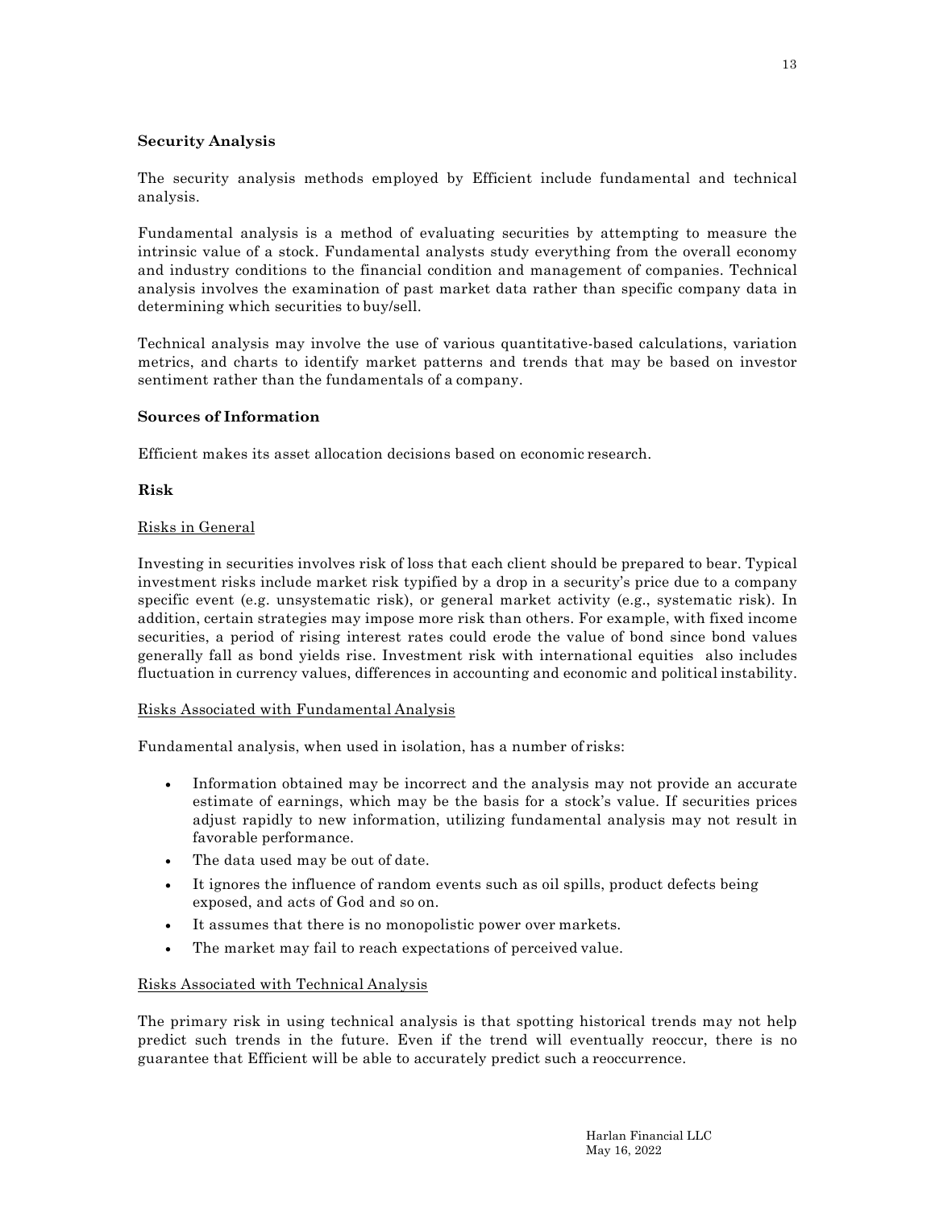### Security Analysis

The security analysis methods employed by Efficient include fundamental and technical analysis.

Fundamental analysis is a method of evaluating securities by attempting to measure the intrinsic value of a stock. Fundamental analysts study everything from the overall economy and industry conditions to the financial condition and management of companies. Technical analysis involves the examination of past market data rather than specific company data in determining which securities to buy/sell.

Technical analysis may involve the use of various quantitative-based calculations, variation metrics, and charts to identify market patterns and trends that may be based on investor sentiment rather than the fundamentals of a company.

### Sources of Information

Efficient makes its asset allocation decisions based on economic research.

### Risk

<u>Risks in General</u>

Investing in securities involves risk of loss that each client should be prepared to bear. Typical investment risks include market risk typified by a drop in a security's price due to a company specific event (e.g. unsystematic risk), or general market activity (e.g., systematic risk). In addition, certain strategies may impose more risk than others. For example, with fixed income securities, a period of rising interest rates could erode the value of bond since bond values generally fall as bond yields rise. Investment risk with international equities also includes fluctuation in currency values, differences in accounting and economic and political instability.

<u>Risks Associated with Fundamental Analysis</u>

Fundamental analysis, when used in isolation, has a number of risks:

- Information obtained may be incorrect and the analysis may not provide an accurate estimate of earnings, which may be the basis for a stock's value. If securities prices adjust rapidly to new information, utilizing fundamental analysis may not result in favorable performance.
- The data used may be out of date.
- It ignores the influence of random events such as oil spills, product defects being exposed, and acts of God and so on.
- It assumes that there is no monopolistic power over markets.
- The market may fail to reach expectations of perceived value.

<u>Risks Associated with Technical Analysis</u>

The primary risk in using technical analysis is that spotting historical trends may not help predict such trends in the future. Even if the trend will eventually reoccur, there is no guarantee that Efficient will be able to accurately predict such a reoccurrence.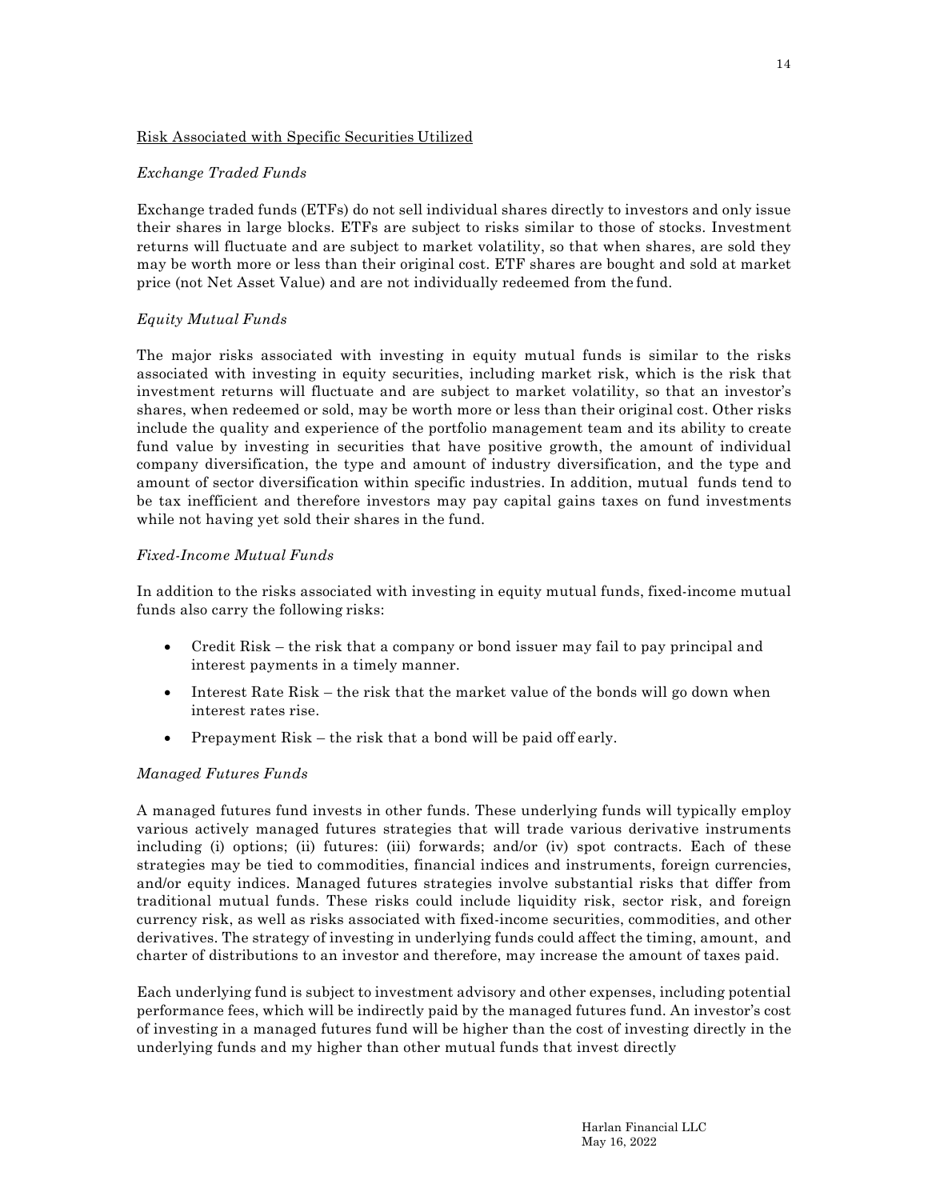Risk Associated with Specific Securities Utilized

*Exchange Traded Funds*

Exchange traded funds (ETFs) do not sell individual shares directly to investors and only issue their shares in large blocks. ETFs are subject to risks similar to those of stocks. Investment returns will fluctuate and are subject to market volatility, so that when shares, are sold they may be worth more or less than their original cost. ETF shares are bought and sold at market price (not Net Asset Value) and are not individually redeemed from the fund.

*Equity Mutual Funds*

The major risks associated with investing in equity mutual funds is similar to the risks associated with investing in equity securities, including market risk, which is the risk that investment returns will fluctuate and are subject to market volatility, so that an investor's shares, when redeemed or sold, may be worth more or less than their original cost. Other risks include the quality and experience of the portfolio management team and its ability to create fund value by investing in securities that have positive growth, the amount of individual company diversification, the type and amount of industry diversification, and the type and amount of sector diversification within specific industries. In addition, mutual funds tend to be tax inefficient and therefore investors may pay capital gains taxes on fund investments while not having yet sold their shares in the fund.

*Fixed-Income Mutual Funds*

In addition to the risks associated with investing in equity mutual funds, fixed-income mutual funds also carry the following risks:

- Credit Risk – the risk that a company or bond issuer may fail to pay principal and interest payments in a timely manner.
- Interest Rate Risk – the risk that the market value of the bonds will go down when interest rates rise.
- Prepayment Risk – the risk that a bond will be paid off early.

*Managed Futures Funds*

A managed futures fund invests in other funds. These underlying funds will typically employ various actively managed futures strategies that will trade various derivative instruments including (i) options; (ii) futures: (iii) forwards; and/or (iv) spot contracts. Each of these strategies may be tied to commodities, financial indices and instruments, foreign currencies, and/or equity indices. Managed futures strategies involve substantial risks that differ from traditional mutual funds. These risks could include liquidity risk, sector risk, and foreign currency risk, as well as risks associated with fixed-income securities, commodities, and other derivatives. The strategy of investing in underlying funds could affect the timing, amount, and charter of distributions to an investor and therefore, may increase the amount of taxes paid.

Each underlying fund is subject to investment advisory and other expenses, including potential performance fees, which will be indirectly paid by the managed futures fund. An investor's cost of investing in a managed futures fund will be higher than the cost of investing directly in the underlying funds and my higher than other mutual funds that invest directly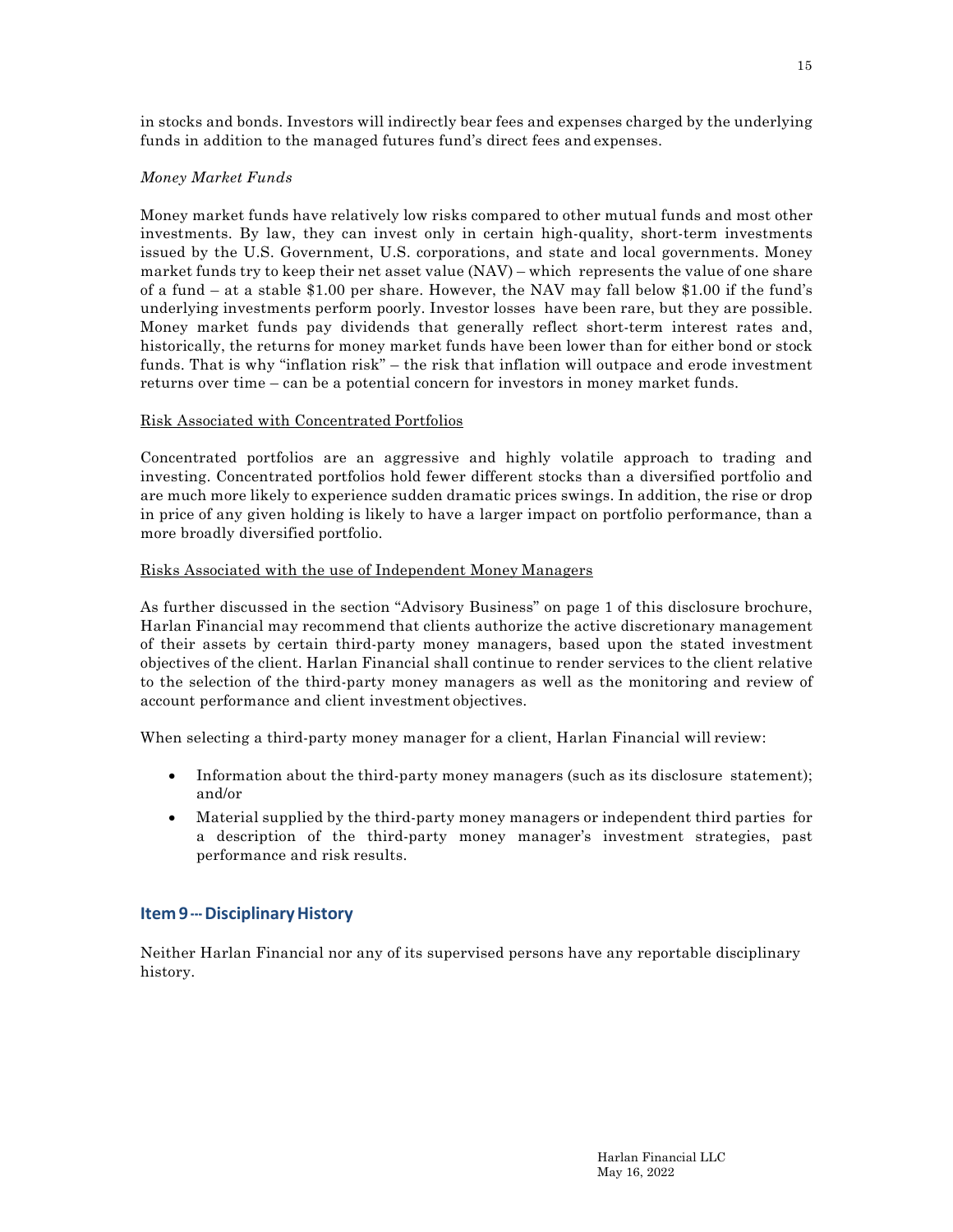in stocks and bonds. Investors will indirectly bear fees and expenses charged by the underlying funds in addition to the managed futures fund's direct fees and expenses.

*Money Market Funds*

Money market funds have relatively low risks compared to other mutual funds and most other investments. By law, they can invest only in certain high-quality, short-term investments issued by the U.S. Government, U.S. corporations, and state and local governments. Money market funds try to keep their net asset value (NAV) – which represents the value of one share of a fund – at a stable $1.00 per share. However, the NAV may fall below $1.00 if the fund's underlying investments perform poorly. Investor losses have been rare, but they are possible. Money market funds pay dividends that generally reflect short-term interest rates and, historically, the returns for money market funds have been lower than for either bond or stock funds. That is why "inflation risk" – the risk that inflation will outpace and erode investment returns over time – can be a potential concern for investors in money market funds.

<u>Risk Associated with Concentrated Portfolios</u>

Concentrated portfolios are an aggressive and highly volatile approach to trading and investing. Concentrated portfolios hold fewer different stocks than a diversified portfolio and are much more likely to experience sudden dramatic prices swings. In addition, the rise or drop in price of any given holding is likely to have a larger impact on portfolio performance, than a more broadly diversified portfolio.

<u>Risks Associated with the use of Independent Money Managers</u>

As further discussed in the section "Advisory Business" on page 1 of this disclosure brochure, Harlan Financial may recommend that clients authorize the active discretionary management of their assets by certain third-party money managers, based upon the stated investment objectives of the client. Harlan Financial shall continue to render services to the client relative to the selection of the third-party money managers as well as the monitoring and review of account performance and client investment objectives.

When selecting a third-party money manager for a client, Harlan Financial will review:

- Information about the third-party money managers (such as its disclosure statement); and/or
- Material supplied by the third-party money managers or independent third parties for a description of the third-party money manager's investment strategies, past performance and risk results.

## Item 9 --- Disciplinary History

Neither Harlan Financial nor any of its supervised persons have any reportable disciplinary history.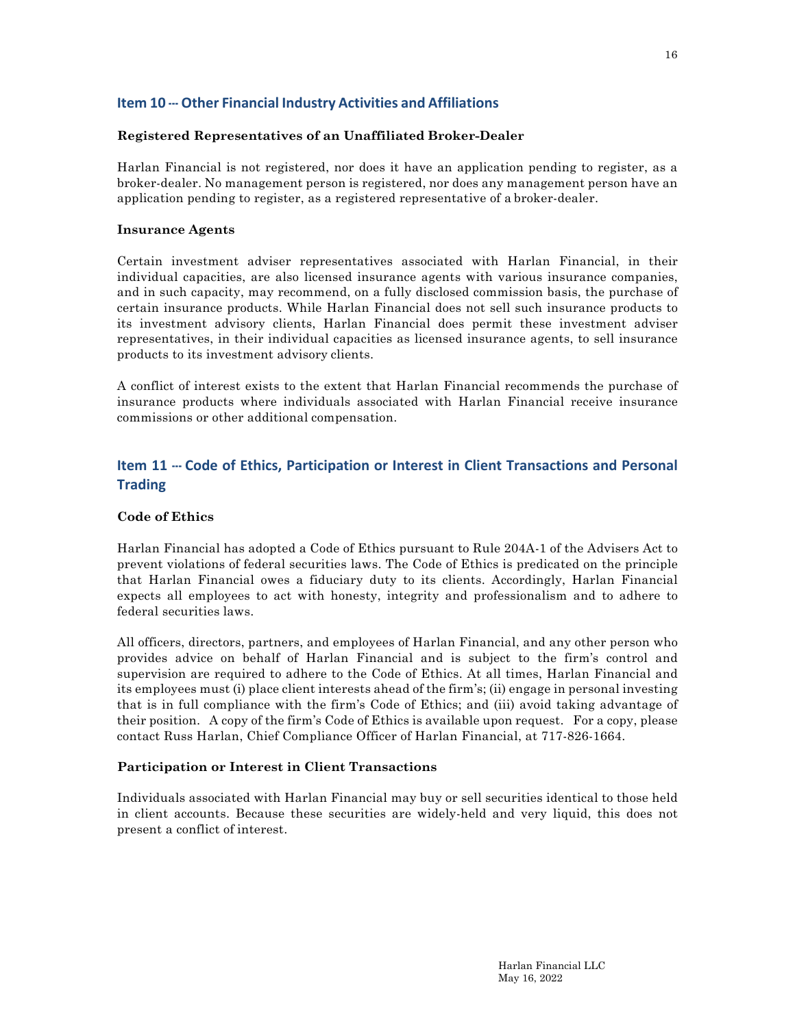## Item 10 --- Other Financial Industry Activities and Affiliations

**Registered Representatives of an Unaffiliated Broker-Dealer**

Harlan Financial is not registered, nor does it have an application pending to register, as a broker-dealer. No management person is registered, nor does any management person have an application pending to register, as a registered representative of a broker-dealer.

**Insurance Agents**

Certain investment adviser representatives associated with Harlan Financial, in their individual capacities, are also licensed insurance agents with various insurance companies, and in such capacity, may recommend, on a fully disclosed commission basis, the purchase of certain insurance products. While Harlan Financial does not sell such insurance products to its investment advisory clients, Harlan Financial does permit these investment adviser representatives, in their individual capacities as licensed insurance agents, to sell insurance products to its investment advisory clients.

A conflict of interest exists to the extent that Harlan Financial recommends the purchase of insurance products where individuals associated with Harlan Financial receive insurance commissions or other additional compensation.

## Item 11 --- Code of Ethics, Participation or Interest in Client Transactions and Personal Trading

**Code of Ethics**

Harlan Financial has adopted a Code of Ethics pursuant to Rule 204A-1 of the Advisers Act to prevent violations of federal securities laws. The Code of Ethics is predicated on the principle that Harlan Financial owes a fiduciary duty to its clients. Accordingly, Harlan Financial expects all employees to act with honesty, integrity and professionalism and to adhere to federal securities laws.

All officers, directors, partners, and employees of Harlan Financial, and any other person who provides advice on behalf of Harlan Financial and is subject to the firm's control and supervision are required to adhere to the Code of Ethics. At all times, Harlan Financial and its employees must (i) place client interests ahead of the firm's; (ii) engage in personal investing that is in full compliance with the firm's Code of Ethics; and (iii) avoid taking advantage of their position. A copy of the firm's Code of Ethics is available upon request. For a copy, please contact Russ Harlan, Chief Compliance Officer of Harlan Financial, at 717-826-1664.

**Participation or Interest in Client Transactions**

Individuals associated with Harlan Financial may buy or sell securities identical to those held in client accounts. Because these securities are widely-held and very liquid, this does not present a conflict of interest.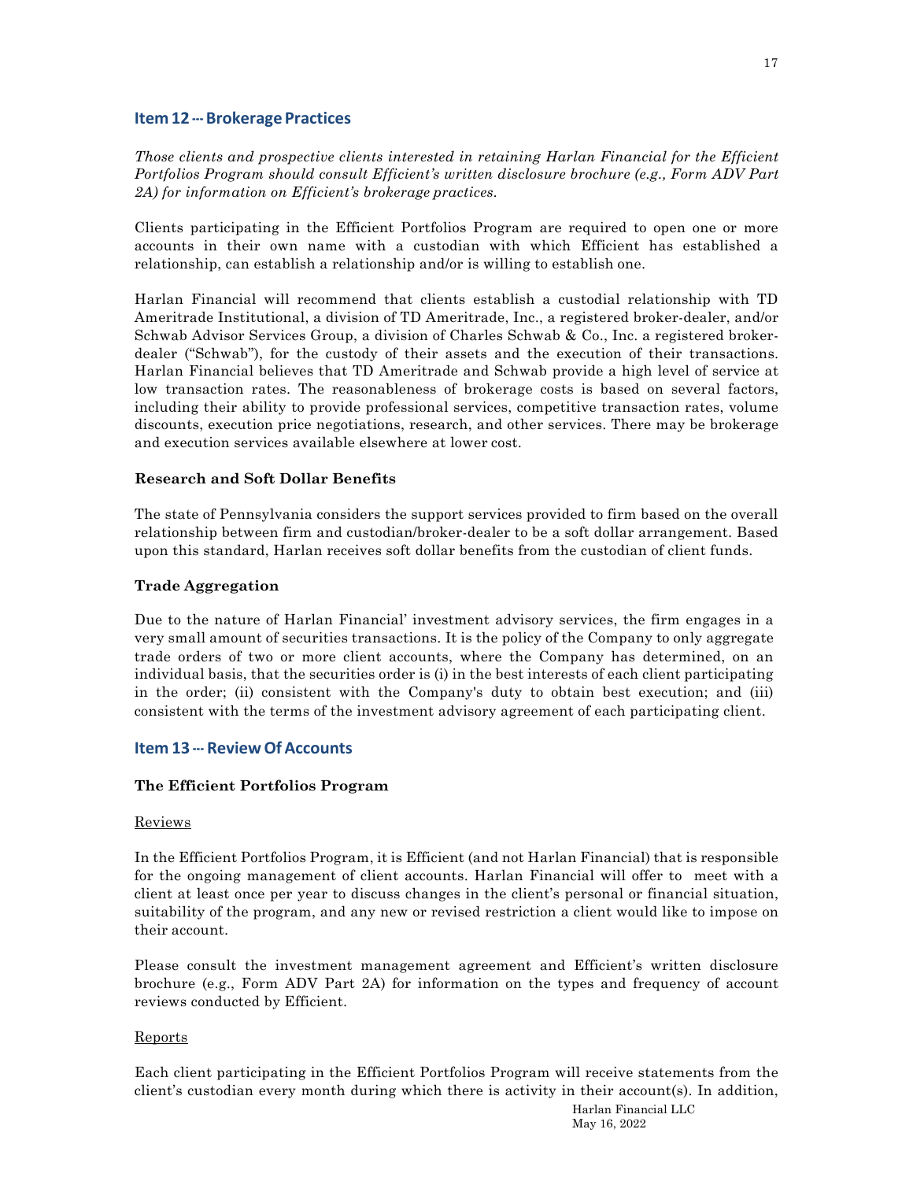## Item 12 --- Brokerage Practices

*Those clients and prospective clients interested in retaining Harlan Financial for the Efficient Portfolios Program should consult Efficient's written disclosure brochure (e.g., Form ADV Part 2A) for information on Efficient's brokerage practices.*

Clients participating in the Efficient Portfolios Program are required to open one or more accounts in their own name with a custodian with which Efficient has established a relationship, can establish a relationship and/or is willing to establish one.

Harlan Financial will recommend that clients establish a custodial relationship with TD Ameritrade Institutional, a division of TD Ameritrade, Inc., a registered broker-dealer, and/or Schwab Advisor Services Group, a division of Charles Schwab & Co., Inc. a registered broker-dealer ("Schwab"), for the custody of their assets and the execution of their transactions. Harlan Financial believes that TD Ameritrade and Schwab provide a high level of service at low transaction rates. The reasonableness of brokerage costs is based on several factors, including their ability to provide professional services, competitive transaction rates, volume discounts, execution price negotiations, research, and other services. There may be brokerage and execution services available elsewhere at lower cost.

### Research and Soft Dollar Benefits

The state of Pennsylvania considers the support services provided to firm based on the overall relationship between firm and custodian/broker-dealer to be a soft dollar arrangement. Based upon this standard, Harlan receives soft dollar benefits from the custodian of client funds.

### Trade Aggregation

Due to the nature of Harlan Financial' investment advisory services, the firm engages in a very small amount of securities transactions. It is the policy of the Company to only aggregate trade orders of two or more client accounts, where the Company has determined, on an individual basis, that the securities order is (i) in the best interests of each client participating in the order; (ii) consistent with the Company's duty to obtain best execution; and (iii) consistent with the terms of the investment advisory agreement of each participating client.

## Item 13 --- Review Of Accounts

### The Efficient Portfolios Program

Reviews

In the Efficient Portfolios Program, it is Efficient (and not Harlan Financial) that is responsible for the ongoing management of client accounts. Harlan Financial will offer to meet with a client at least once per year to discuss changes in the client's personal or financial situation, suitability of the program, and any new or revised restriction a client would like to impose on their account.

Please consult the investment management agreement and Efficient's written disclosure brochure (e.g., Form ADV Part 2A) for information on the types and frequency of account reviews conducted by Efficient.

Reports

Each client participating in the Efficient Portfolios Program will receive statements from the client's custodian every month during which there is activity in their account(s). In addition,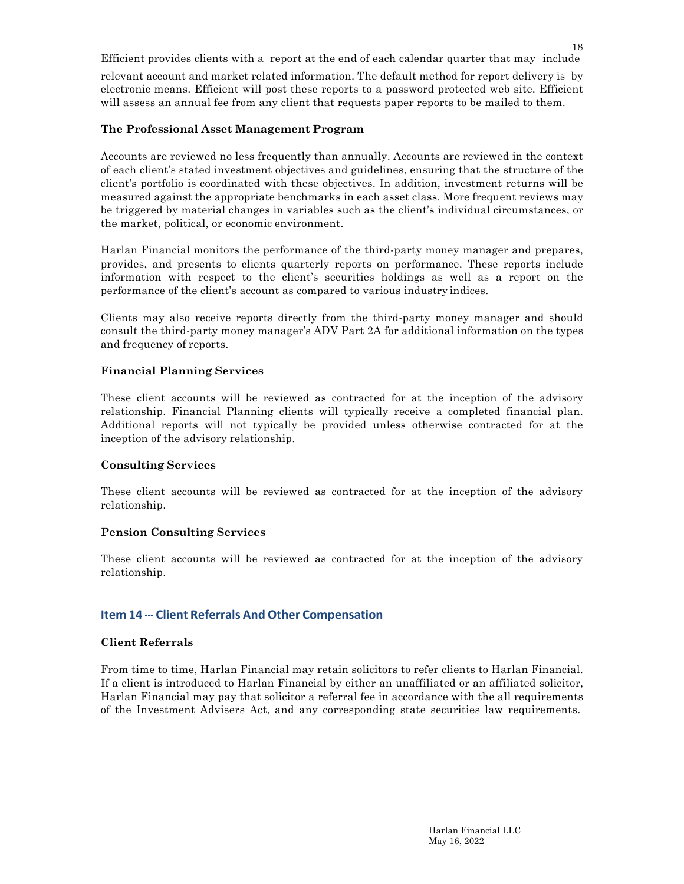Efficient provides clients with a report at the end of each calendar quarter that may include relevant account and market related information. The default method for report delivery is by electronic means. Efficient will post these reports to a password protected web site. Efficient will assess an annual fee from any client that requests paper reports to be mailed to them.

**The Professional Asset Management Program**

Accounts are reviewed no less frequently than annually. Accounts are reviewed in the context of each client's stated investment objectives and guidelines, ensuring that the structure of the client's portfolio is coordinated with these objectives. In addition, investment returns will be measured against the appropriate benchmarks in each asset class. More frequent reviews may be triggered by material changes in variables such as the client's individual circumstances, or the market, political, or economic environment.

Harlan Financial monitors the performance of the third-party money manager and prepares, provides, and presents to clients quarterly reports on performance. These reports include information with respect to the client's securities holdings as well as a report on the performance of the client's account as compared to various industry indices.

Clients may also receive reports directly from the third-party money manager and should consult the third-party money manager's ADV Part 2A for additional information on the types and frequency of reports.

**Financial Planning Services**

These client accounts will be reviewed as contracted for at the inception of the advisory relationship. Financial Planning clients will typically receive a completed financial plan. Additional reports will not typically be provided unless otherwise contracted for at the inception of the advisory relationship.

**Consulting Services**

These client accounts will be reviewed as contracted for at the inception of the advisory relationship.

**Pension Consulting Services**

These client accounts will be reviewed as contracted for at the inception of the advisory relationship.

## Item 14 --- Client Referrals And Other Compensation

**Client Referrals**

From time to time, Harlan Financial may retain solicitors to refer clients to Harlan Financial. If a client is introduced to Harlan Financial by either an unaffiliated or an affiliated solicitor, Harlan Financial may pay that solicitor a referral fee in accordance with the all requirements of the Investment Advisers Act, and any corresponding state securities law requirements.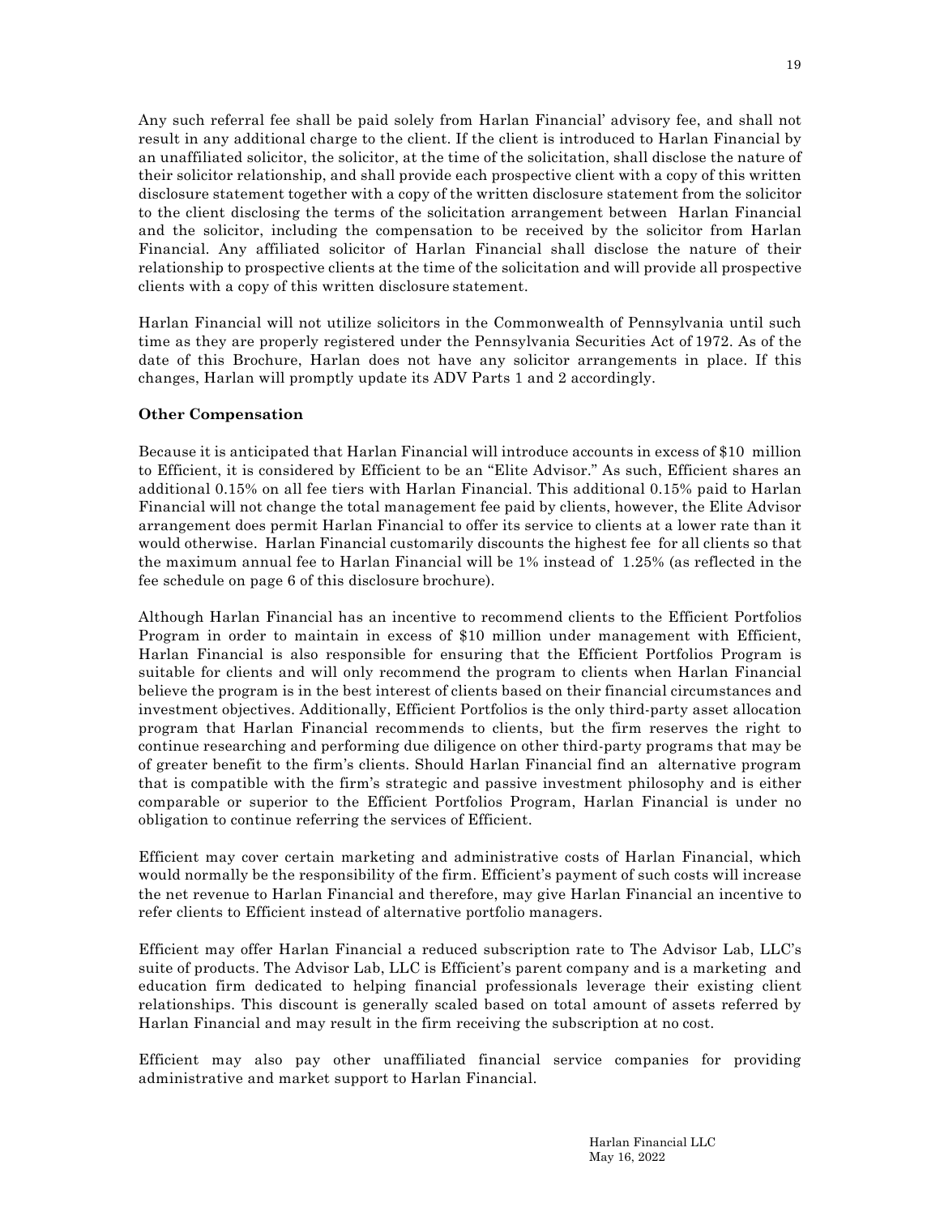Any such referral fee shall be paid solely from Harlan Financial' advisory fee, and shall not result in any additional charge to the client. If the client is introduced to Harlan Financial by an unaffiliated solicitor, the solicitor, at the time of the solicitation, shall disclose the nature of their solicitor relationship, and shall provide each prospective client with a copy of this written disclosure statement together with a copy of the written disclosure statement from the solicitor to the client disclosing the terms of the solicitation arrangement between Harlan Financial and the solicitor, including the compensation to be received by the solicitor from Harlan Financial. Any affiliated solicitor of Harlan Financial shall disclose the nature of their relationship to prospective clients at the time of the solicitation and will provide all prospective clients with a copy of this written disclosure statement.

Harlan Financial will not utilize solicitors in the Commonwealth of Pennsylvania until such time as they are properly registered under the Pennsylvania Securities Act of 1972. As of the date of this Brochure, Harlan does not have any solicitor arrangements in place. If this changes, Harlan will promptly update its ADV Parts 1 and 2 accordingly.

**Other Compensation**

Because it is anticipated that Harlan Financial will introduce accounts in excess of $10 million to Efficient, it is considered by Efficient to be an "Elite Advisor." As such, Efficient shares an additional 0.15% on all fee tiers with Harlan Financial. This additional 0.15% paid to Harlan Financial will not change the total management fee paid by clients, however, the Elite Advisor arrangement does permit Harlan Financial to offer its service to clients at a lower rate than it would otherwise. Harlan Financial customarily discounts the highest fee for all clients so that the maximum annual fee to Harlan Financial will be 1% instead of 1.25% (as reflected in the fee schedule on page 6 of this disclosure brochure).

Although Harlan Financial has an incentive to recommend clients to the Efficient Portfolios Program in order to maintain in excess of $10 million under management with Efficient, Harlan Financial is also responsible for ensuring that the Efficient Portfolios Program is suitable for clients and will only recommend the program to clients when Harlan Financial believe the program is in the best interest of clients based on their financial circumstances and investment objectives. Additionally, Efficient Portfolios is the only third-party asset allocation program that Harlan Financial recommends to clients, but the firm reserves the right to continue researching and performing due diligence on other third-party programs that may be of greater benefit to the firm's clients. Should Harlan Financial find an alternative program that is compatible with the firm's strategic and passive investment philosophy and is either comparable or superior to the Efficient Portfolios Program, Harlan Financial is under no obligation to continue referring the services of Efficient.

Efficient may cover certain marketing and administrative costs of Harlan Financial, which would normally be the responsibility of the firm. Efficient's payment of such costs will increase the net revenue to Harlan Financial and therefore, may give Harlan Financial an incentive to refer clients to Efficient instead of alternative portfolio managers.

Efficient may offer Harlan Financial a reduced subscription rate to The Advisor Lab, LLC's suite of products. The Advisor Lab, LLC is Efficient's parent company and is a marketing and education firm dedicated to helping financial professionals leverage their existing client relationships. This discount is generally scaled based on total amount of assets referred by Harlan Financial and may result in the firm receiving the subscription at no cost.

Efficient may also pay other unaffiliated financial service companies for providing administrative and market support to Harlan Financial.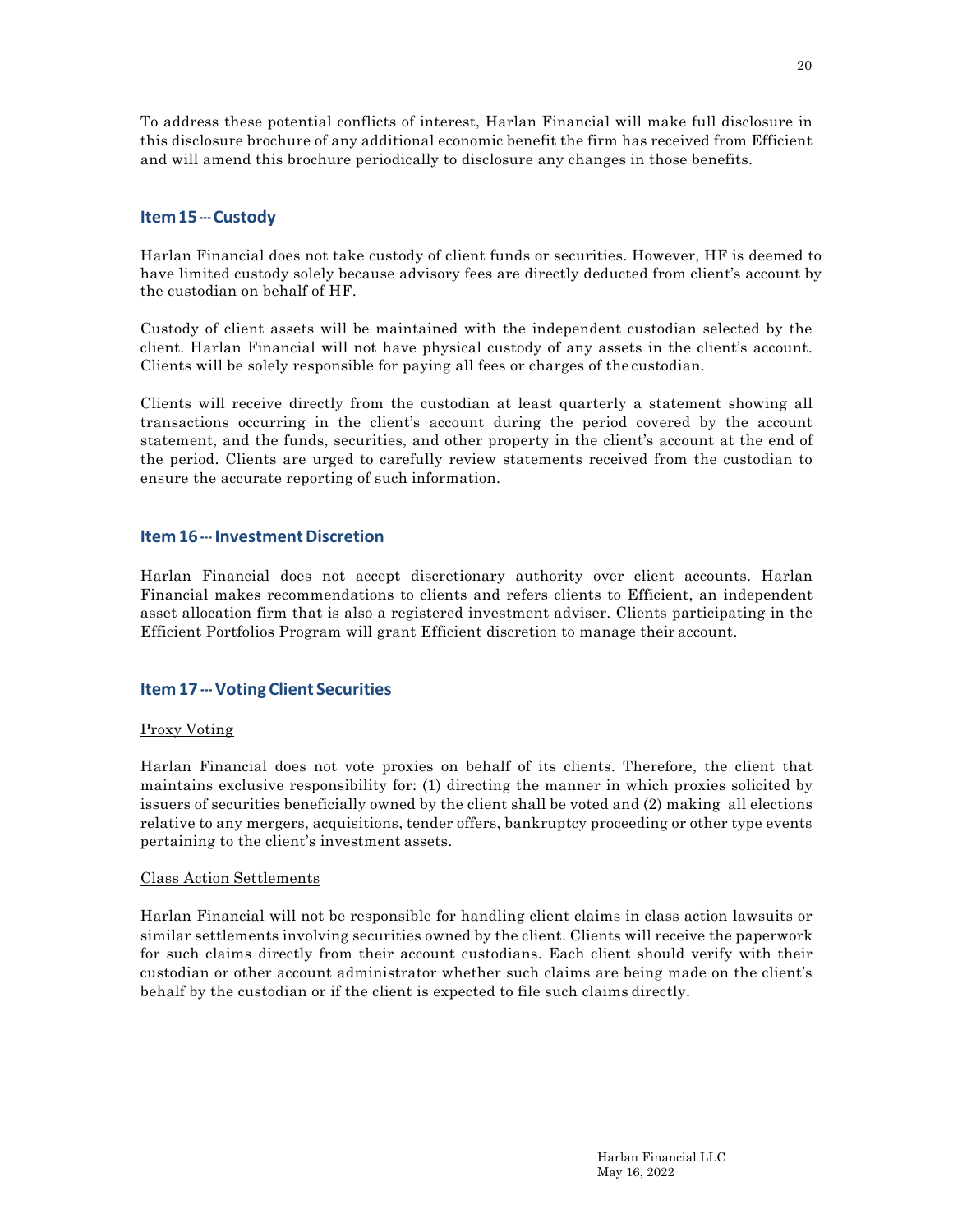To address these potential conflicts of interest, Harlan Financial will make full disclosure in this disclosure brochure of any additional economic benefit the firm has received from Efficient and will amend this brochure periodically to disclosure any changes in those benefits.

## Item 15 --- Custody

Harlan Financial does not take custody of client funds or securities. However, HF is deemed to have limited custody solely because advisory fees are directly deducted from client's account by the custodian on behalf of HF.

Custody of client assets will be maintained with the independent custodian selected by the client. Harlan Financial will not have physical custody of any assets in the client's account. Clients will be solely responsible for paying all fees or charges of the custodian.

Clients will receive directly from the custodian at least quarterly a statement showing all transactions occurring in the client's account during the period covered by the account statement, and the funds, securities, and other property in the client's account at the end of the period. Clients are urged to carefully review statements received from the custodian to ensure the accurate reporting of such information.

## Item 16 --- Investment Discretion

Harlan Financial does not accept discretionary authority over client accounts. Harlan Financial makes recommendations to clients and refers clients to Efficient, an independent asset allocation firm that is also a registered investment adviser. Clients participating in the Efficient Portfolios Program will grant Efficient discretion to manage their account.

## Item 17 --- Voting Client Securities

Proxy Voting

Harlan Financial does not vote proxies on behalf of its clients. Therefore, the client that maintains exclusive responsibility for: (1) directing the manner in which proxies solicited by issuers of securities beneficially owned by the client shall be voted and (2) making all elections relative to any mergers, acquisitions, tender offers, bankruptcy proceeding or other type events pertaining to the client's investment assets.

Class Action Settlements

Harlan Financial will not be responsible for handling client claims in class action lawsuits or similar settlements involving securities owned by the client. Clients will receive the paperwork for such claims directly from their account custodians. Each client should verify with their custodian or other account administrator whether such claims are being made on the client's behalf by the custodian or if the client is expected to file such claims directly.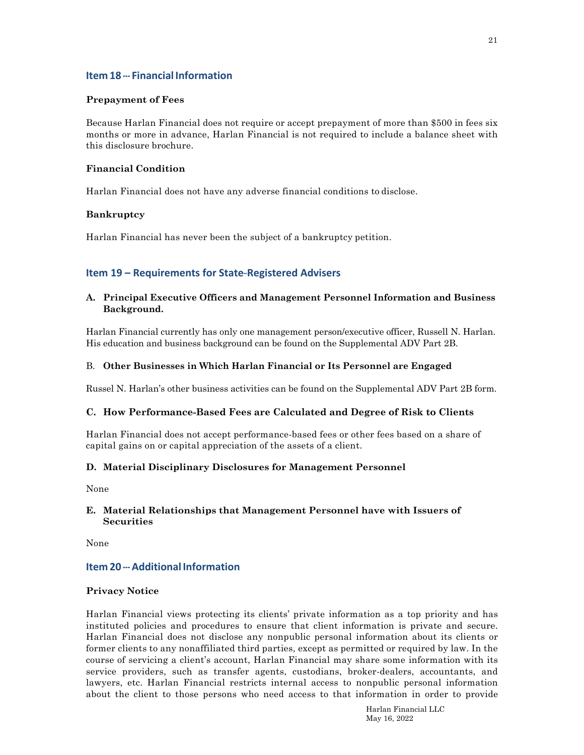## Item 18 --- Financial Information

**Prepayment of Fees**

Because Harlan Financial does not require or accept prepayment of more than $500 in fees six months or more in advance, Harlan Financial is not required to include a balance sheet with this disclosure brochure.

**Financial Condition**

Harlan Financial does not have any adverse financial conditions to disclose.

**Bankruptcy**

Harlan Financial has never been the subject of a bankruptcy petition.

## Item 19 – Requirements for State-Registered Advisers

**A. Principal Executive Officers and Management Personnel Information and Business Background.**

Harlan Financial currently has only one management person/executive officer, Russell N. Harlan. His education and business background can be found on the Supplemental ADV Part 2B.

B. **Other Businesses in Which Harlan Financial or Its Personnel are Engaged**

Russel N. Harlan's other business activities can be found on the Supplemental ADV Part 2B form.

**C. How Performance-Based Fees are Calculated and Degree of Risk to Clients**

Harlan Financial does not accept performance-based fees or other fees based on a share of capital gains on or capital appreciation of the assets of a client.

**D. Material Disciplinary Disclosures for Management Personnel**

None

**E. Material Relationships that Management Personnel have with Issuers of Securities**

None

## Item 20 --- Additional Information

**Privacy Notice**

Harlan Financial views protecting its clients' private information as a top priority and has instituted policies and procedures to ensure that client information is private and secure. Harlan Financial does not disclose any nonpublic personal information about its clients or former clients to any nonaffiliated third parties, except as permitted or required by law. In the course of servicing a client's account, Harlan Financial may share some information with its service providers, such as transfer agents, custodians, broker-dealers, accountants, and lawyers, etc. Harlan Financial restricts internal access to nonpublic personal information about the client to those persons who need access to that information in order to provide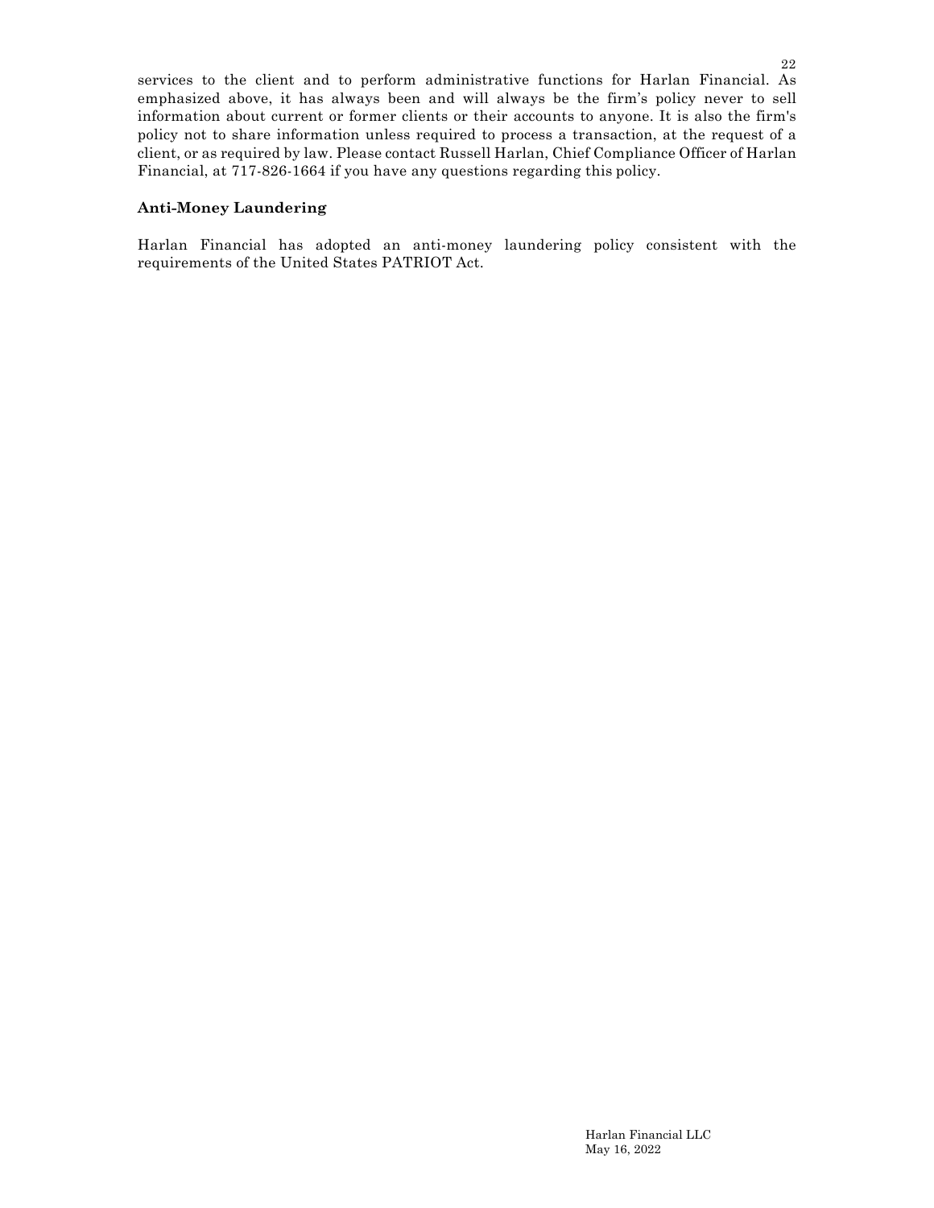services to the client and to perform administrative functions for Harlan Financial. As emphasized above, it has always been and will always be the firm’s policy never to sell information about current or former clients or their accounts to anyone. It is also the firm's policy not to share information unless required to process a transaction, at the request of a client, or as required by law. Please contact Russell Harlan, Chief Compliance Officer of Harlan Financial, at 717-826-1664 if you have any questions regarding this policy.

**Anti-Money Laundering**

Harlan Financial has adopted an anti-money laundering policy consistent with the requirements of the United States PATRIOT Act.